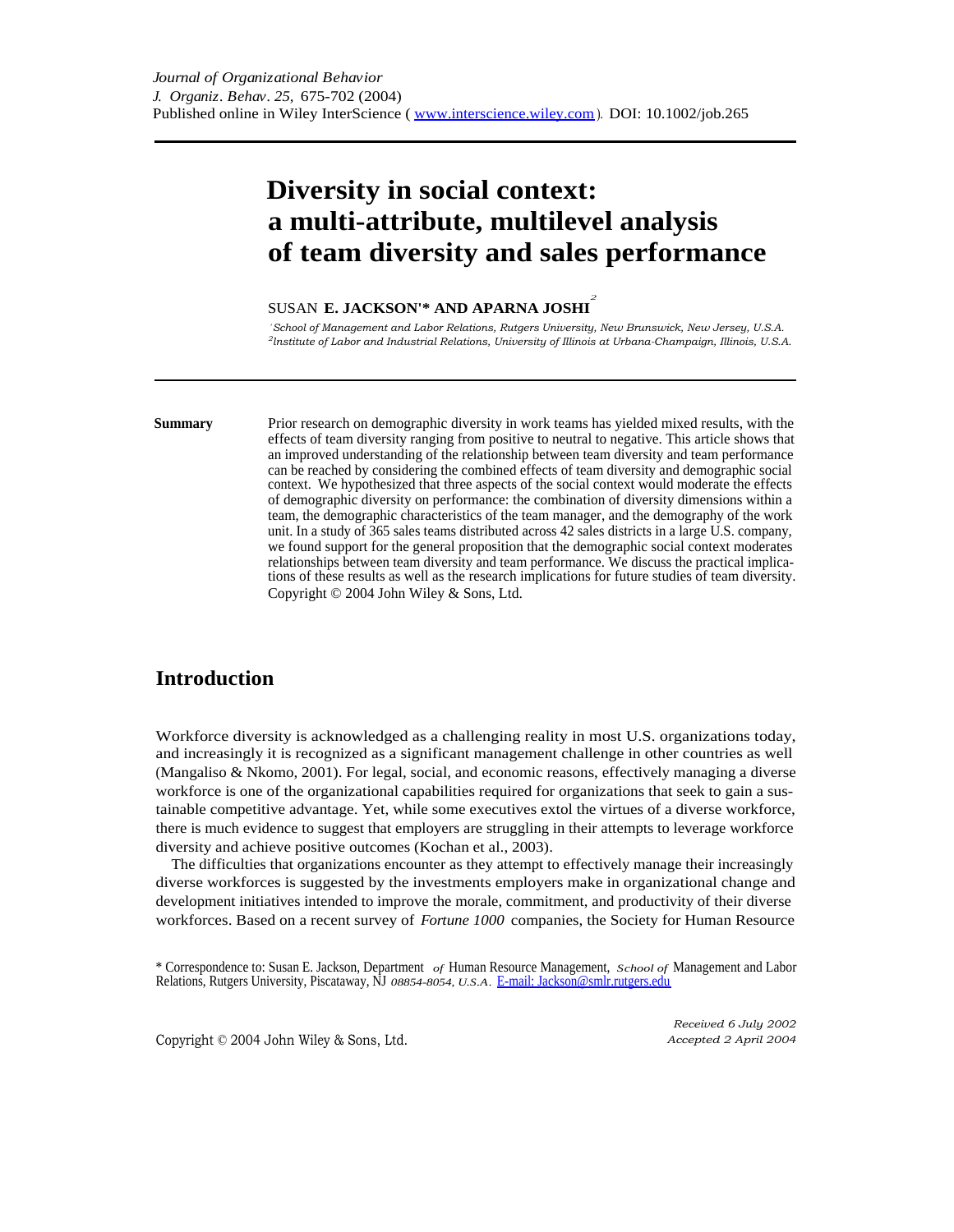Journal of Organizational Behavior
*J. Organiz. Behav. 25,* 675-702 (2004)
Published online in Wiley InterScience (www.interscience.wiley.com). DOI: 10.1002/job.265

# Diversity in social context: a multi-attribute, multilevel analysis of team diversity and sales performance

SUSAN E. JACKSON[1]* AND APARNA JOSHI[2]

[1] *School of Management and Labor Relations, Rutgers University, New Brunswick, New Jersey, U.S.A.*
[2] *Institute of Labor and Industrial Relations, University of Illinois at Urbana-Champaign, Illinois, U.S.A.*

**Summary**

Prior research on demographic diversity in work teams has yielded mixed results, with the effects of team diversity ranging from positive to neutral to negative. This article shows that an improved understanding of the relationship between team diversity and team performance can be reached by considering the combined effects of team diversity and demographic social context. We hypothesized that three aspects of the social context would moderate the effects of demographic diversity on performance: the combination of diversity dimensions within a team, the demographic characteristics of the team manager, and the demography of the work unit. In a study of 365 sales teams distributed across 42 sales districts in a large U.S. company, we found support for the general proposition that the demographic social context moderates relationships between team diversity and team performance. We discuss the practical implications of these results as well as the research implications for future studies of team diversity. Copyright © 2004 John Wiley & Sons, Ltd.

## Introduction

Workforce diversity is acknowledged as a challenging reality in most U.S. organizations today, and increasingly it is recognized as a significant management challenge in other countries as well (Mangaliso & Nkomo, 2001). For legal, social, and economic reasons, effectively managing a diverse workforce is one of the organizational capabilities required for organizations that seek to gain a sustainable competitive advantage. Yet, while some executives extol the virtues of a diverse workforce, there is much evidence to suggest that employers are struggling in their attempts to leverage workforce diversity and achieve positive outcomes (Kochan et al., 2003).

The difficulties that organizations encounter as they attempt to effectively manage their increasingly diverse workforces is suggested by the investments employers make in organizational change and development initiatives intended to improve the morale, commitment, and productivity of their diverse workforces. Based on a recent survey of *Fortune 1000* companies, the Society for Human Resource

\* Correspondence to: Susan E. Jackson, Department of Human Resource Management, School of Management and Labor Relations, Rutgers University, Piscataway, NJ 08854-8054, U.S.A. E-mail: Jackson@smlr.rutgers.edu

Copyright © 2004 John Wiley & Sons, Ltd.

*Received 6 July 2002*
*Accepted 2 April 2004*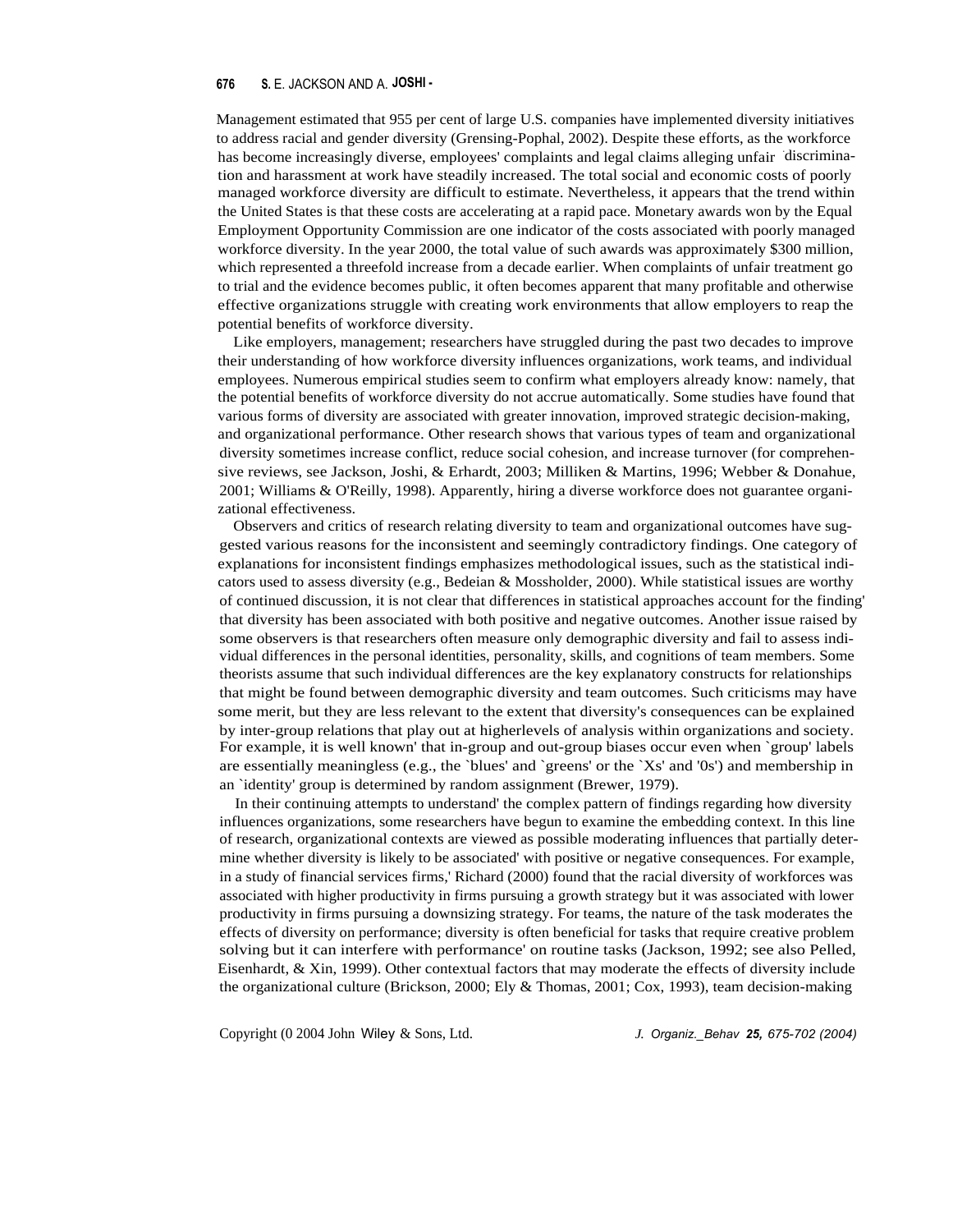Management estimated that 955 per cent of large U.S. companies have implemented diversity initiatives to address racial and gender diversity (Grensing-Pophal, 2002). Despite these efforts, as the workforce has become increasingly diverse, employees' complaints and legal claims alleging unfair discrimination and harassment at work have steadily increased. The total social and economic costs of poorly managed workforce diversity are difficult to estimate. Nevertheless, it appears that the trend within the United States is that these costs are accelerating at a rapid pace. Monetary awards won by the Equal Employment Opportunity Commission are one indicator of the costs associated with poorly managed workforce diversity. In the year 2000, the total value of such awards was approximately $300 million, which represented a threefold increase from a decade earlier. When complaints of unfair treatment go to trial and the evidence becomes public, it often becomes apparent that many profitable and otherwise effective organizations struggle with creating work environments that allow employers to reap the potential benefits of workforce diversity.

Like employers, management; researchers have struggled during the past two decades to improve their understanding of how workforce diversity influences organizations, work teams, and individual employees. Numerous empirical studies seem to confirm what employers already know: namely, that the potential benefits of workforce diversity do not accrue automatically. Some studies have found that various forms of diversity are associated with greater innovation, improved strategic decision-making, and organizational performance. Other research shows that various types of team and organizational diversity sometimes increase conflict, reduce social cohesion, and increase turnover (for comprehensive reviews, see Jackson, Joshi, & Erhardt, 2003; Milliken & Martins, 1996; Webber & Donahue, 2001; Williams & O'Reilly, 1998). Apparently, hiring a diverse workforce does not guarantee organizational effectiveness.

Observers and critics of research relating diversity to team and organizational outcomes have suggested various reasons for the inconsistent and seemingly contradictory findings. One category of explanations for inconsistent findings emphasizes methodological issues, such as the statistical indicators used to assess diversity (e.g., Bedeian & Mossholder, 2000). While statistical issues are worthy of continued discussion, it is not clear that differences in statistical approaches account for the finding' that diversity has been associated with both positive and negative outcomes. Another issue raised by some observers is that researchers often measure only demographic diversity and fail to assess individual differences in the personal identities, personality, skills, and cognitions of team members. Some theorists assume that such individual differences are the key explanatory constructs for relationships that might be found between demographic diversity and team outcomes. Such criticisms may have some merit, but they are less relevant to the extent that diversity's consequences can be explained by inter-group relations that play out at higherlevels of analysis within organizations and society. For example, it is well known' that in-group and out-group biases occur even when `group' labels are essentially meaningless (e.g., the `blues' and `greens' or the `Xs' and '0s') and membership in an `identity' group is determined by random assignment (Brewer, 1979).

In their continuing attempts to understand' the complex pattern of findings regarding how diversity influences organizations, some researchers have begun to examine the embedding context. In this line of research, organizational contexts are viewed as possible moderating influences that partially determine whether diversity is likely to be associated' with positive or negative consequences. For example, in a study of financial services firms,' Richard (2000) found that the racial diversity of workforces was associated with higher productivity in firms pursuing a growth strategy but it was associated with lower productivity in firms pursuing a downsizing strategy. For teams, the nature of the task moderates the effects of diversity on performance; diversity is often beneficial for tasks that require creative problem solving but it can interfere with performance' on routine tasks (Jackson, 1992; see also Pelled, Eisenhardt, & Xin, 1999). Other contextual factors that may moderate the effects of diversity include the organizational culture (Brickson, 2000; Ely & Thomas, 2001; Cox, 1993), team decision-making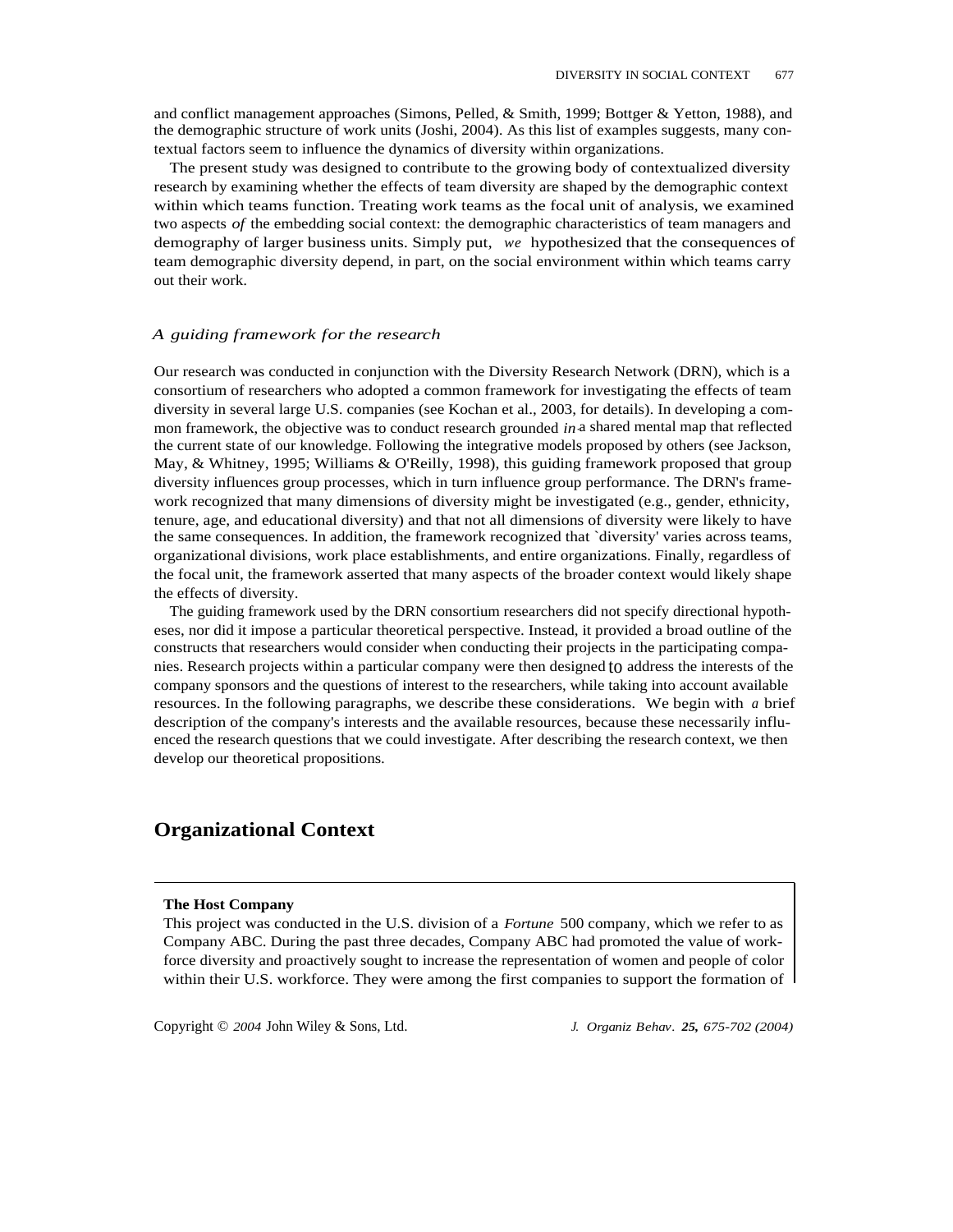and conflict management approaches (Simons, Pelled, & Smith, 1999; Bottger & Yetton, 1988), and the demographic structure of work units (Joshi, 2004). As this list of examples suggests, many contextual factors seem to influence the dynamics of diversity within organizations.

The present study was designed to contribute to the growing body of contextualized diversity research by examining whether the effects of team diversity are shaped by the demographic context within which teams function. Treating work teams as the focal unit of analysis, we examined two aspects *of* the embedding social context: the demographic characteristics of team managers and demography of larger business units. Simply put, *we* hypothesized that the consequences of team demographic diversity depend, in part, on the social environment within which teams carry out their work.

### *A guiding framework for the research*

Our research was conducted in conjunction with the Diversity Research Network (DRN), which is a consortium of researchers who adopted a common framework for investigating the effects of team diversity in several large U.S. companies (see Kochan et al., 2003, for details). In developing a common framework, the objective was to conduct research grounded *in* a shared mental map that reflected the current state of our knowledge. Following the integrative models proposed by others (see Jackson, May, & Whitney, 1995; Williams & O'Reilly, 1998), this guiding framework proposed that group diversity influences group processes, which in turn influence group performance. The DRN's framework recognized that many dimensions of diversity might be investigated (e.g., gender, ethnicity, tenure, age, and educational diversity) and that not all dimensions of diversity were likely to have the same consequences. In addition, the framework recognized that `diversity' varies across teams, organizational divisions, work place establishments, and entire organizations. Finally, regardless of the focal unit, the framework asserted that many aspects of the broader context would likely shape the effects of diversity.

The guiding framework used by the DRN consortium researchers did not specify directional hypotheses, nor did it impose a particular theoretical perspective. Instead, it provided a broad outline of the constructs that researchers would consider when conducting their projects in the participating companies. Research projects within a particular company were then designed to address the interests of the company sponsors and the questions of interest to the researchers, while taking into account available resources. In the following paragraphs, we describe these considerations. We begin with *a* brief description of the company's interests and the available resources, because these necessarily influenced the research questions that we could investigate. After describing the research context, we then develop our theoretical propositions.

## Organizational Context

**The Host Company**

This project was conducted in the U.S. division of a *Fortune* 500 company, which we refer to as Company ABC. During the past three decades, Company ABC had promoted the value of workforce diversity and proactively sought to increase the representation of women and people of color within their U.S. workforce. They were among the first companies to support the formation of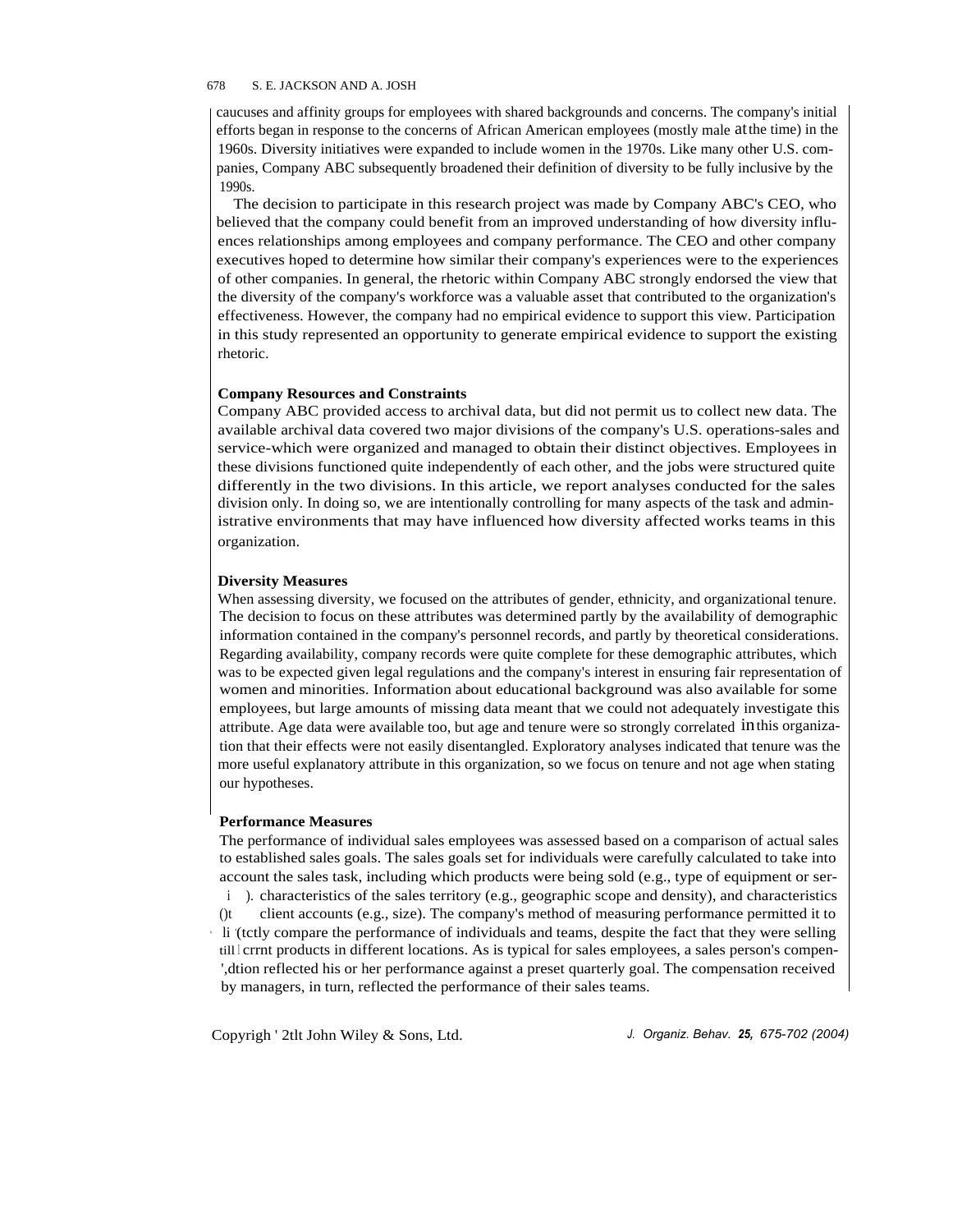caucuses and affinity groups for employees with shared backgrounds and concerns. The company's initial efforts began in response to the concerns of African American employees (mostly male at the time) in the 1960s. Diversity initiatives were expanded to include women in the 1970s. Like many other U.S. companies, Company ABC subsequently broadened their definition of diversity to be fully inclusive by the 1990s.

The decision to participate in this research project was made by Company ABC's CEO, who believed that the company could benefit from an improved understanding of how diversity influences relationships among employees and company performance. The CEO and other company executives hoped to determine how similar their company's experiences were to the experiences of other companies. In general, the rhetoric within Company ABC strongly endorsed the view that the diversity of the company's workforce was a valuable asset that contributed to the organization's effectiveness. However, the company had no empirical evidence to support this view. Participation in this study represented an opportunity to generate empirical evidence to support the existing rhetoric.

### Company Resources and Constraints

Company ABC provided access to archival data, but did not permit us to collect new data. The available archival data covered two major divisions of the company's U.S. operations-sales and service-which were organized and managed to obtain their distinct objectives. Employees in these divisions functioned quite independently of each other, and the jobs were structured quite differently in the two divisions. In this article, we report analyses conducted for the sales division only. In doing so, we are intentionally controlling for many aspects of the task and administrative environments that may have influenced how diversity affected works teams in this organization.

### Diversity Measures

When assessing diversity, we focused on the attributes of gender, ethnicity, and organizational tenure. The decision to focus on these attributes was determined partly by the availability of demographic information contained in the company's personnel records, and partly by theoretical considerations. Regarding availability, company records were quite complete for these demographic attributes, which was to be expected given legal regulations and the company's interest in ensuring fair representation of women and minorities. Information about educational background was also available for some employees, but large amounts of missing data meant that we could not adequately investigate this attribute. Age data were available too, but age and tenure were so strongly correlated in this organization that their effects were not easily disentangled. Exploratory analyses indicated that tenure was the more useful explanatory attribute in this organization, so we focus on tenure and not age when stating our hypotheses.

### Performance Measures

The performance of individual sales employees was assessed based on a comparison of actual sales to established sales goals. The sales goals set for individuals were carefully calculated to take into account the sales task, including which products were being sold (e.g., type of equipment or service), characteristics of the sales territory (e.g., geographic scope and density), and characteristics of client accounts (e.g., size). The company's method of measuring performance permitted it to directly compare the performance of individuals and teams, despite the fact that they were selling different products in different locations. As is typical for sales employees, a sales person's compensation reflected his or her performance against a preset quarterly goal. The compensation received by managers, in turn, reflected the performance of their sales teams.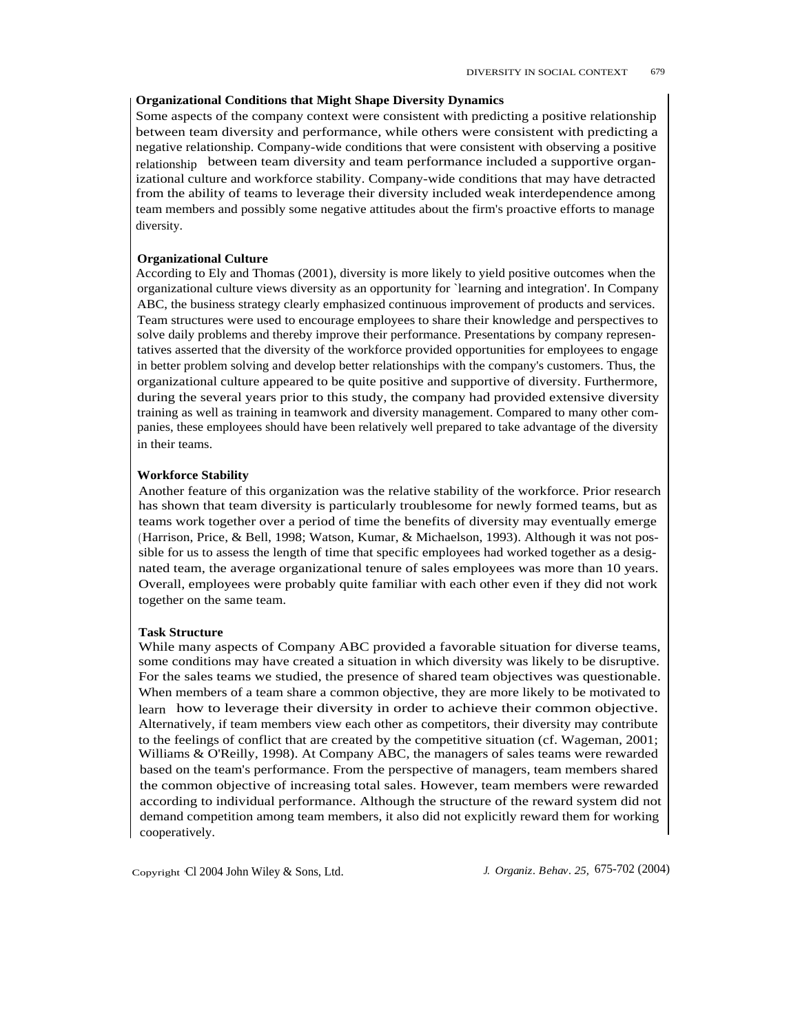### Organizational Conditions that Might Shape Diversity Dynamics

Some aspects of the company context were consistent with predicting a positive relationship between team diversity and performance, while others were consistent with predicting a negative relationship. Company-wide conditions that were consistent with observing a positive relationship between team diversity and team performance included a supportive organizational culture and workforce stability. Company-wide conditions that may have detracted from the ability of teams to leverage their diversity included weak interdependence among team members and possibly some negative attitudes about the firm's proactive efforts to manage diversity.

#### Organizational Culture

According to Ely and Thomas (2001), diversity is more likely to yield positive outcomes when the organizational culture views diversity as an opportunity for `learning and integration'. In Company ABC, the business strategy clearly emphasized continuous improvement of products and services. Team structures were used to encourage employees to share their knowledge and perspectives to solve daily problems and thereby improve their performance. Presentations by company representatives asserted that the diversity of the workforce provided opportunities for employees to engage in better problem solving and develop better relationships with the company's customers. Thus, the organizational culture appeared to be quite positive and supportive of diversity. Furthermore, during the several years prior to this study, the company had provided extensive diversity training as well as training in teamwork and diversity management. Compared to many other companies, these employees should have been relatively well prepared to take advantage of the diversity in their teams.

#### Workforce Stability

Another feature of this organization was the relative stability of the workforce. Prior research has shown that team diversity is particularly troublesome for newly formed teams, but as teams work together over a period of time the benefits of diversity may eventually emerge (Harrison, Price, & Bell, 1998; Watson, Kumar, & Michaelson, 1993). Although it was not possible for us to assess the length of time that specific employees had worked together as a designated team, the average organizational tenure of sales employees was more than 10 years. Overall, employees were probably quite familiar with each other even if they did not work together on the same team.

#### Task Structure

While many aspects of Company ABC provided a favorable situation for diverse teams, some conditions may have created a situation in which diversity was likely to be disruptive. For the sales teams we studied, the presence of shared team objectives was questionable. When members of a team share a common objective, they are more likely to be motivated to learn how to leverage their diversity in order to achieve their common objective. Alternatively, if team members view each other as competitors, their diversity may contribute to the feelings of conflict that are created by the competitive situation (cf. Wageman, 2001; Williams & O'Reilly, 1998). At Company ABC, the managers of sales teams were rewarded based on the team's performance. From the perspective of managers, team members shared the common objective of increasing total sales. However, team members were rewarded according to individual performance. Although the structure of the reward system did not demand competition among team members, it also did not explicitly reward them for working cooperatively.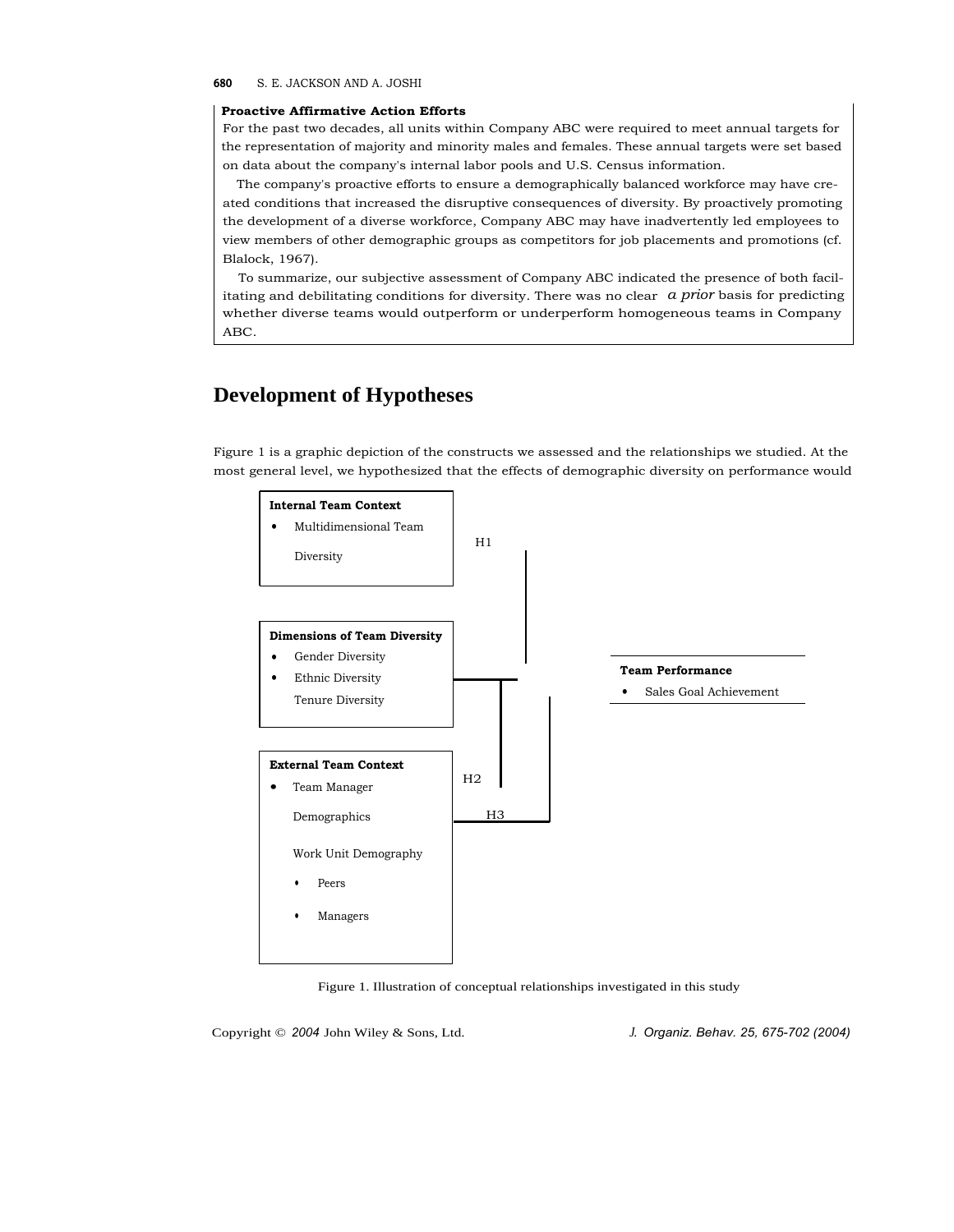**Proactive Affirmative Action Efforts**

For the past two decades, all units within Company ABC were required to meet annual targets for the representation of majority and minority males and females. These annual targets were set based on data about the company's internal labor pools and U.S. Census information.

The company's proactive efforts to ensure a demographically balanced workforce may have created conditions that increased the disruptive consequences of diversity. By proactively promoting the development of a diverse workforce, Company ABC may have inadvertently led employees to view members of other demographic groups as competitors for job placements and promotions (cf. Blalock, 1967).

To summarize, our subjective assessment of Company ABC indicated the presence of both facilitating and debilitating conditions for diversity. There was no clear *a prior* basis for predicting whether diverse teams would outperform or underperform homogeneous teams in Company ABC.

## Development of Hypotheses

Figure 1 is a graphic depiction of the constructs we assessed and the relationships we studied. At the most general level, we hypothesized that the effects of demographic diversity on performance would

**Internal Team Context**
- Multidimensional Team Diversity

H1

**Dimensions of Team Diversity**
- Gender Diversity
- Ethnic Diversity
- Tenure Diversity

**Team Performance**
- Sales Goal Achievement

**External Team Context**
- Team Manager Demographics
- Work Unit Demography
  - Peers
  - Managers

H2

H3

Figure 1. Illustration of conceptual relationships investigated in this study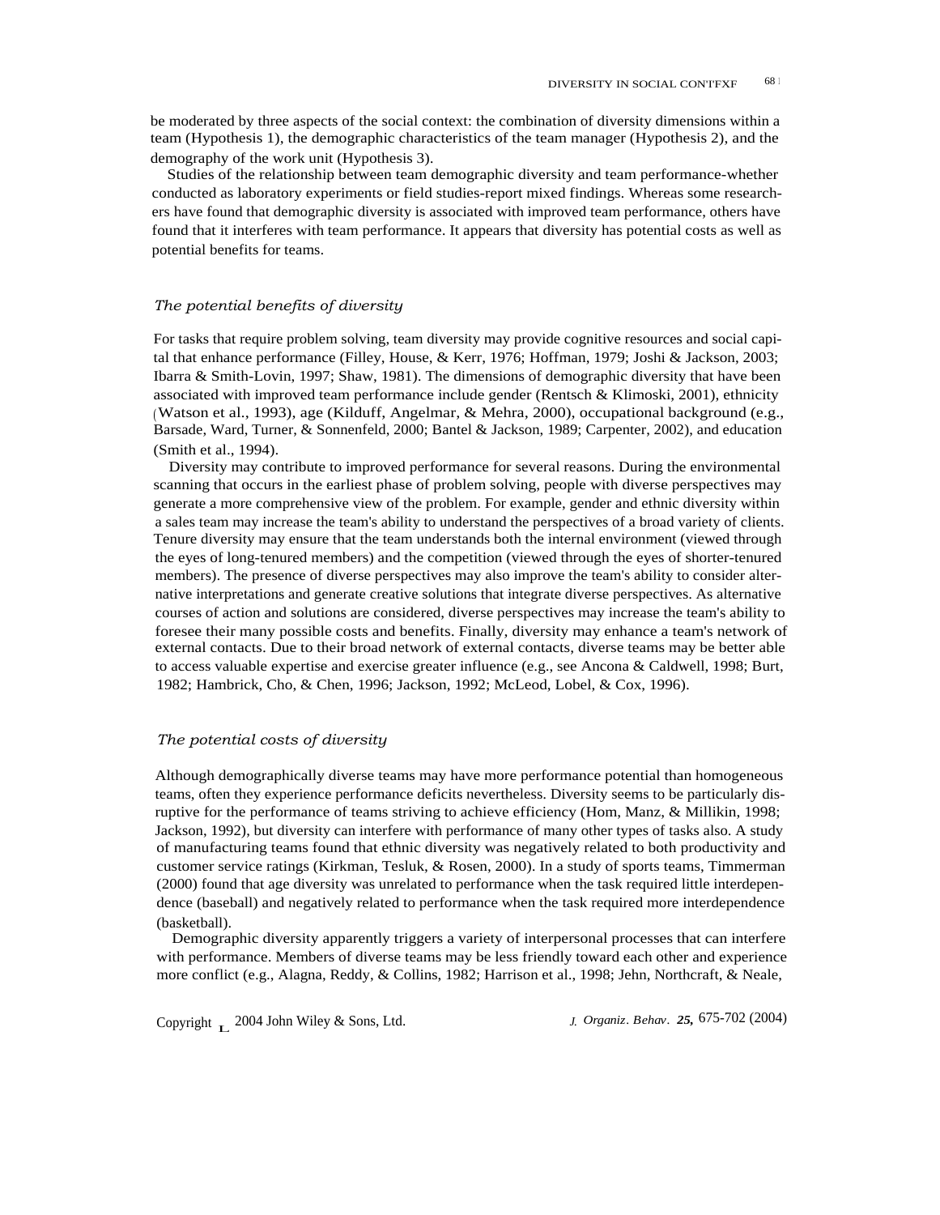be moderated by three aspects of the social context: the combination of diversity dimensions within a team (Hypothesis 1), the demographic characteristics of the team manager (Hypothesis 2), and the demography of the work unit (Hypothesis 3).

Studies of the relationship between team demographic diversity and team performance-whether conducted as laboratory experiments or field studies-report mixed findings. Whereas some researchers have found that demographic diversity is associated with improved team performance, others have found that it interferes with team performance. It appears that diversity has potential costs as well as potential benefits for teams.

### *The potential benefits of diversity*

For tasks that require problem solving, team diversity may provide cognitive resources and social capital that enhance performance (Filley, House, & Kerr, 1976; Hoffman, 1979; Joshi & Jackson, 2003; Ibarra & Smith-Lovin, 1997; Shaw, 1981). The dimensions of demographic diversity that have been associated with improved team performance include gender (Rentsch & Klimoski, 2001), ethnicity (Watson et al., 1993), age (Kilduff, Angelmar, & Mehra, 2000), occupational background (e.g., Barsade, Ward, Turner, & Sonnenfeld, 2000; Bantel & Jackson, 1989; Carpenter, 2002), and education (Smith et al., 1994).

Diversity may contribute to improved performance for several reasons. During the environmental scanning that occurs in the earliest phase of problem solving, people with diverse perspectives may generate a more comprehensive view of the problem. For example, gender and ethnic diversity within a sales team may increase the team's ability to understand the perspectives of a broad variety of clients. Tenure diversity may ensure that the team understands both the internal environment (viewed through the eyes of long-tenured members) and the competition (viewed through the eyes of shorter-tenured members). The presence of diverse perspectives may also improve the team's ability to consider alternative interpretations and generate creative solutions that integrate diverse perspectives. As alternative courses of action and solutions are considered, diverse perspectives may increase the team's ability to foresee their many possible costs and benefits. Finally, diversity may enhance a team's network of external contacts. Due to their broad network of external contacts, diverse teams may be better able to access valuable expertise and exercise greater influence (e.g., see Ancona & Caldwell, 1998; Burt, 1982; Hambrick, Cho, & Chen, 1996; Jackson, 1992; McLeod, Lobel, & Cox, 1996).

### *The potential costs of diversity*

Although demographically diverse teams may have more performance potential than homogeneous teams, often they experience performance deficits nevertheless. Diversity seems to be particularly disruptive for the performance of teams striving to achieve efficiency (Hom, Manz, & Millikin, 1998; Jackson, 1992), but diversity can interfere with performance of many other types of tasks also. A study of manufacturing teams found that ethnic diversity was negatively related to both productivity and customer service ratings (Kirkman, Tesluk, & Rosen, 2000). In a study of sports teams, Timmerman (2000) found that age diversity was unrelated to performance when the task required little interdependence (baseball) and negatively related to performance when the task required more interdependence (basketball).

Demographic diversity apparently triggers a variety of interpersonal processes that can interfere with performance. Members of diverse teams may be less friendly toward each other and experience more conflict (e.g., Alagna, Reddy, & Collins, 1982; Harrison et al., 1998; Jehn, Northcraft, & Neale,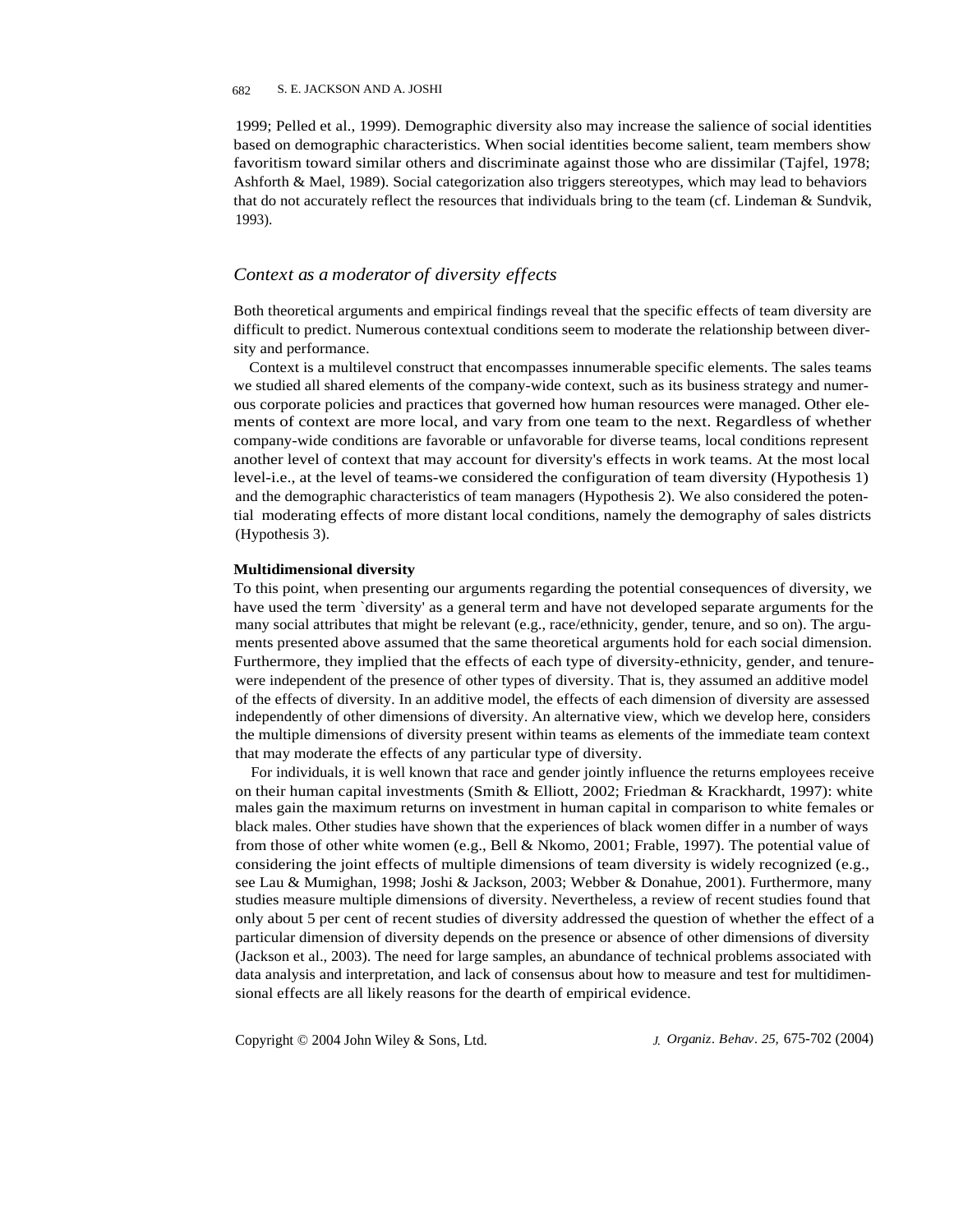1999; Pelled et al., 1999). Demographic diversity also may increase the salience of social identities based on demographic characteristics. When social identities become salient, team members show favoritism toward similar others and discriminate against those who are dissimilar (Tajfel, 1978; Ashforth & Mael, 1989). Social categorization also triggers stereotypes, which may lead to behaviors that do not accurately reflect the resources that individuals bring to the team (cf. Lindeman & Sundvik, 1993).

## *Context as a moderator of diversity effects*

Both theoretical arguments and empirical findings reveal that the specific effects of team diversity are difficult to predict. Numerous contextual conditions seem to moderate the relationship between diversity and performance.

Context is a multilevel construct that encompasses innumerable specific elements. The sales teams we studied all shared elements of the company-wide context, such as its business strategy and numerous corporate policies and practices that governed how human resources were managed. Other elements of context are more local, and vary from one team to the next. Regardless of whether company-wide conditions are favorable or unfavorable for diverse teams, local conditions represent another level of context that may account for diversity's effects in work teams. At the most local level-i.e., at the level of teams-we considered the configuration of team diversity (Hypothesis 1) and the demographic characteristics of team managers (Hypothesis 2). We also considered the potential moderating effects of more distant local conditions, namely the demography of sales districts (Hypothesis 3).

### Multidimensional diversity

To this point, when presenting our arguments regarding the potential consequences of diversity, we have used the term `diversity' as a general term and have not developed separate arguments for the many social attributes that might be relevant (e.g., race/ethnicity, gender, tenure, and so on). The arguments presented above assumed that the same theoretical arguments hold for each social dimension. Furthermore, they implied that the effects of each type of diversity-ethnicity, gender, and tenure-were independent of the presence of other types of diversity. That is, they assumed an additive model of the effects of diversity. In an additive model, the effects of each dimension of diversity are assessed independently of other dimensions of diversity. An alternative view, which we develop here, considers the multiple dimensions of diversity present within teams as elements of the immediate team context that may moderate the effects of any particular type of diversity.

For individuals, it is well known that race and gender jointly influence the returns employees receive on their human capital investments (Smith & Elliott, 2002; Friedman & Krackhardt, 1997): white males gain the maximum returns on investment in human capital in comparison to white females or black males. Other studies have shown that the experiences of black women differ in a number of ways from those of other white women (e.g., Bell & Nkomo, 2001; Frable, 1997). The potential value of considering the joint effects of multiple dimensions of team diversity is widely recognized (e.g., see Lau & Mumighan, 1998; Joshi & Jackson, 2003; Webber & Donahue, 2001). Furthermore, many studies measure multiple dimensions of diversity. Nevertheless, a review of recent studies found that only about 5 per cent of recent studies of diversity addressed the question of whether the effect of a particular dimension of diversity depends on the presence or absence of other dimensions of diversity (Jackson et al., 2003). The need for large samples, an abundance of technical problems associated with data analysis and interpretation, and lack of consensus about how to measure and test for multidimensional effects are all likely reasons for the dearth of empirical evidence.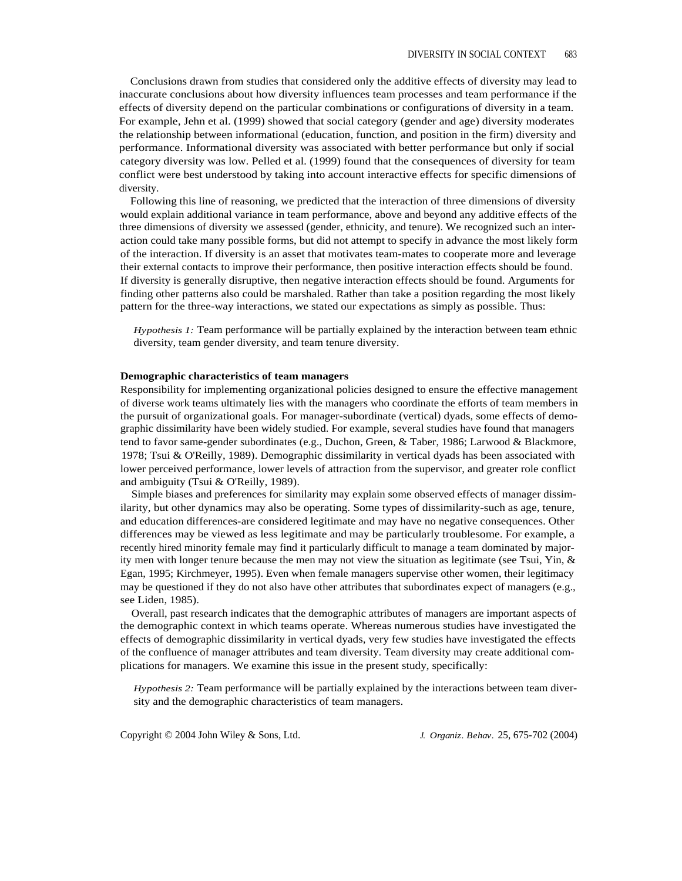Conclusions drawn from studies that considered only the additive effects of diversity may lead to inaccurate conclusions about how diversity influences team processes and team performance if the effects of diversity depend on the particular combinations or configurations of diversity in a team. For example, Jehn et al. (1999) showed that social category (gender and age) diversity moderates the relationship between informational (education, function, and position in the firm) diversity and performance. Informational diversity was associated with better performance but only if social category diversity was low. Pelled et al. (1999) found that the consequences of diversity for team conflict were best understood by taking into account interactive effects for specific dimensions of diversity.

Following this line of reasoning, we predicted that the interaction of three dimensions of diversity would explain additional variance in team performance, above and beyond any additive effects of the three dimensions of diversity we assessed (gender, ethnicity, and tenure). We recognized such an interaction could take many possible forms, but did not attempt to specify in advance the most likely form of the interaction. If diversity is an asset that motivates team-mates to cooperate more and leverage their external contacts to improve their performance, then positive interaction effects should be found. If diversity is generally disruptive, then negative interaction effects should be found. Arguments for finding other patterns also could be marshaled. Rather than take a position regarding the most likely pattern for the three-way interactions, we stated our expectations as simply as possible. Thus:

> *Hypothesis 1:* Team performance will be partially explained by the interaction between team ethnic diversity, team gender diversity, and team tenure diversity.

**Demographic characteristics of team managers**

Responsibility for implementing organizational policies designed to ensure the effective management of diverse work teams ultimately lies with the managers who coordinate the efforts of team members in the pursuit of organizational goals. For manager-subordinate (vertical) dyads, some effects of demographic dissimilarity have been widely studied. For example, several studies have found that managers tend to favor same-gender subordinates (e.g., Duchon, Green, & Taber, 1986; Larwood & Blackmore, 1978; Tsui & O'Reilly, 1989). Demographic dissimilarity in vertical dyads has been associated with lower perceived performance, lower levels of attraction from the supervisor, and greater role conflict and ambiguity (Tsui & O'Reilly, 1989).

Simple biases and preferences for similarity may explain some observed effects of manager dissimilarity, but other dynamics may also be operating. Some types of dissimilarity-such as age, tenure, and education differences-are considered legitimate and may have no negative consequences. Other differences may be viewed as less legitimate and may be particularly troublesome. For example, a recently hired minority female may find it particularly difficult to manage a team dominated by majority men with longer tenure because the men may not view the situation as legitimate (see Tsui, Yin, & Egan, 1995; Kirchmeyer, 1995). Even when female managers supervise other women, their legitimacy may be questioned if they do not also have other attributes that subordinates expect of managers (e.g., see Liden, 1985).

Overall, past research indicates that the demographic attributes of managers are important aspects of the demographic context in which teams operate. Whereas numerous studies have investigated the effects of demographic dissimilarity in vertical dyads, very few studies have investigated the effects of the confluence of manager attributes and team diversity. Team diversity may create additional complications for managers. We examine this issue in the present study, specifically:

> *Hypothesis 2:* Team performance will be partially explained by the interactions between team diversity and the demographic characteristics of team managers.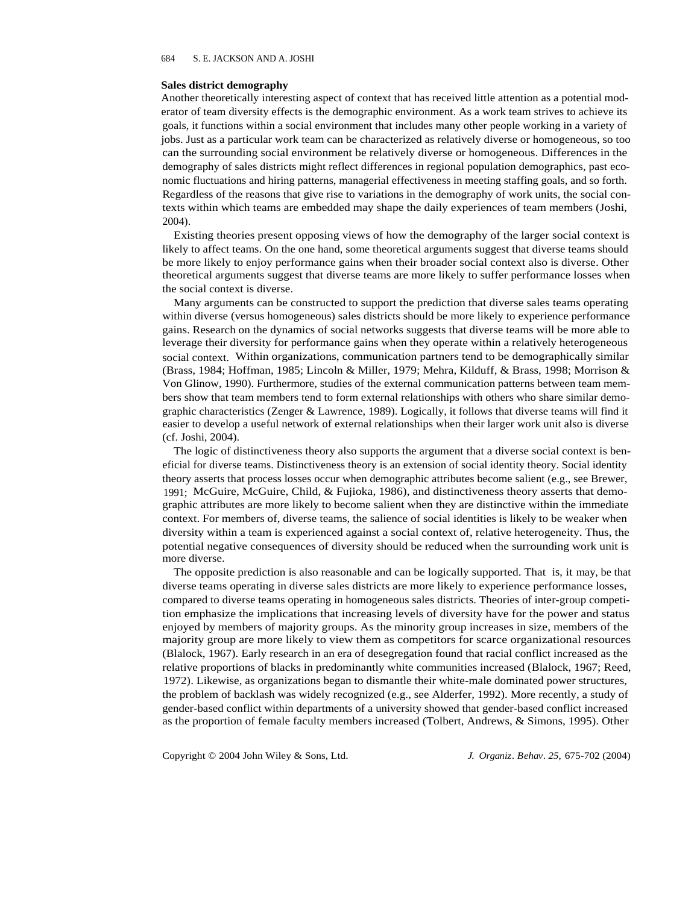**Sales district demography**

Another theoretically interesting aspect of context that has received little attention as a potential moderator of team diversity effects is the demographic environment. As a work team strives to achieve its goals, it functions within a social environment that includes many other people working in a variety of jobs. Just as a particular work team can be characterized as relatively diverse or homogeneous, so too can the surrounding social environment be relatively diverse or homogeneous. Differences in the demography of sales districts might reflect differences in regional population demographics, past economic fluctuations and hiring patterns, managerial effectiveness in meeting staffing goals, and so forth. Regardless of the reasons that give rise to variations in the demography of work units, the social contexts within which teams are embedded may shape the daily experiences of team members (Joshi, 2004).

Existing theories present opposing views of how the demography of the larger social context is likely to affect teams. On the one hand, some theoretical arguments suggest that diverse teams should be more likely to enjoy performance gains when their broader social context also is diverse. Other theoretical arguments suggest that diverse teams are more likely to suffer performance losses when the social context is diverse.

Many arguments can be constructed to support the prediction that diverse sales teams operating within diverse (versus homogeneous) sales districts should be more likely to experience performance gains. Research on the dynamics of social networks suggests that diverse teams will be more able to leverage their diversity for performance gains when they operate within a relatively heterogeneous social context. Within organizations, communication partners tend to be demographically similar (Brass, 1984; Hoffman, 1985; Lincoln & Miller, 1979; Mehra, Kilduff, & Brass, 1998; Morrison & Von Glinow, 1990). Furthermore, studies of the external communication patterns between team members show that team members tend to form external relationships with others who share similar demographic characteristics (Zenger & Lawrence, 1989). Logically, it follows that diverse teams will find it easier to develop a useful network of external relationships when their larger work unit also is diverse (cf. Joshi, 2004).

The logic of distinctiveness theory also supports the argument that a diverse social context is beneficial for diverse teams. Distinctiveness theory is an extension of social identity theory. Social identity theory asserts that process losses occur when demographic attributes become salient (e.g., see Brewer, 1991; McGuire, McGuire, Child, & Fujioka, 1986), and distinctiveness theory asserts that demographic attributes are more likely to become salient when they are distinctive within the immediate context. For members of, diverse teams, the salience of social identities is likely to be weaker when diversity within a team is experienced against a social context of, relative heterogeneity. Thus, the potential negative consequences of diversity should be reduced when the surrounding work unit is more diverse.

The opposite prediction is also reasonable and can be logically supported. That is, it may, be that diverse teams operating in diverse sales districts are more likely to experience performance losses, compared to diverse teams operating in homogeneous sales districts. Theories of inter-group competition emphasize the implications that increasing levels of diversity have for the power and status enjoyed by members of majority groups. As the minority group increases in size, members of the majority group are more likely to view them as competitors for scarce organizational resources (Blalock, 1967). Early research in an era of desegregation found that racial conflict increased as the relative proportions of blacks in predominantly white communities increased (Blalock, 1967; Reed, 1972). Likewise, as organizations began to dismantle their white-male dominated power structures, the problem of backlash was widely recognized (e.g., see Alderfer, 1992). More recently, a study of gender-based conflict within departments of a university showed that gender-based conflict increased as the proportion of female faculty members increased (Tolbert, Andrews, & Simons, 1995). Other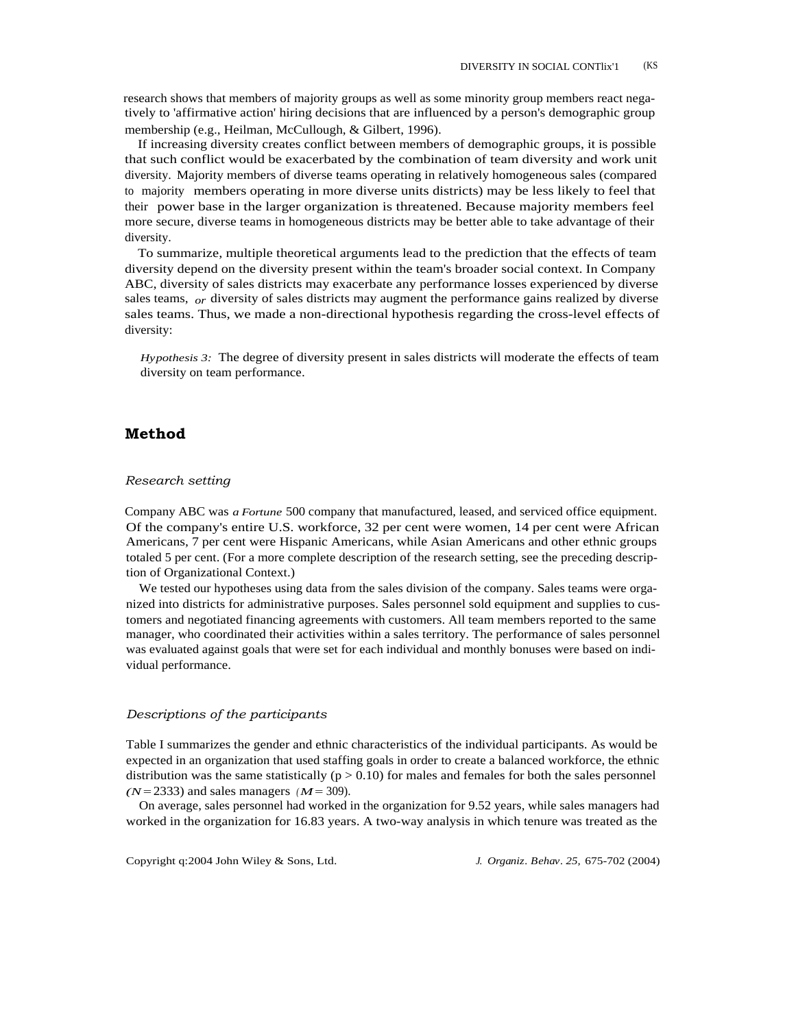research shows that members of majority groups as well as some minority group members react negatively to 'affirmative action' hiring decisions that are influenced by a person's demographic group membership (e.g., Heilman, McCullough, & Gilbert, 1996).

If increasing diversity creates conflict between members of demographic groups, it is possible that such conflict would be exacerbated by the combination of team diversity and work unit diversity. Majority members of diverse teams operating in relatively homogeneous sales (compared to majority members operating in more diverse units districts) may be less likely to feel that their power base in the larger organization is threatened. Because majority members feel more secure, diverse teams in homogeneous districts may be better able to take advantage of their diversity.

To summarize, multiple theoretical arguments lead to the prediction that the effects of team diversity depend on the diversity present within the team's broader social context. In Company ABC, diversity of sales districts may exacerbate any performance losses experienced by diverse sales teams, *or* diversity of sales districts may augment the performance gains realized by diverse sales teams. Thus, we made a non-directional hypothesis regarding the cross-level effects of diversity:

*Hypothesis 3:* The degree of diversity present in sales districts will moderate the effects of team diversity on team performance.

## Method

### *Research setting*

Company ABC was a *Fortune* 500 company that manufactured, leased, and serviced office equipment. Of the company's entire U.S. workforce, 32 per cent were women, 14 per cent were African Americans, 7 per cent were Hispanic Americans, while Asian Americans and other ethnic groups totaled 5 per cent. (For a more complete description of the research setting, see the preceding description of Organizational Context.)

We tested our hypotheses using data from the sales division of the company. Sales teams were organized into districts for administrative purposes. Sales personnel sold equipment and supplies to customers and negotiated financing agreements with customers. All team members reported to the same manager, who coordinated their activities within a sales territory. The performance of sales personnel was evaluated against goals that were set for each individual and monthly bonuses were based on individual performance.

### *Descriptions of the participants*

Table I summarizes the gender and ethnic characteristics of the individual participants. As would be expected in an organization that used staffing goals in order to create a balanced workforce, the ethnic distribution was the same statistically ($p > 0.10$) for males and females for both the sales personnel ($N = 2333$) and sales managers ($M = 309$).

On average, sales personnel had worked in the organization for 9.52 years, while sales managers had worked in the organization for 16.83 years. A two-way analysis in which tenure was treated as the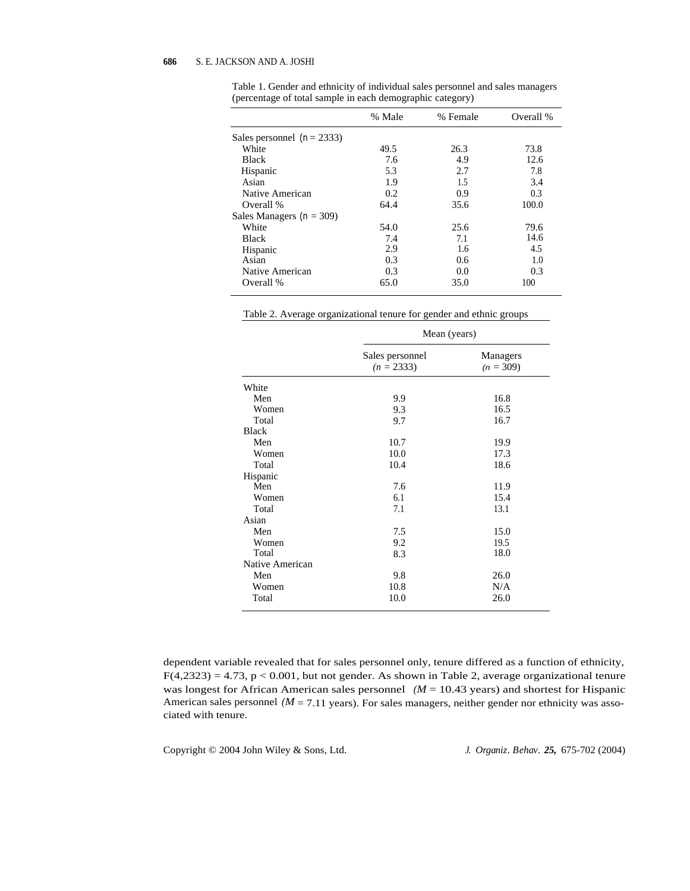Table 1. Gender and ethnicity of individual sales personnel and sales managers (percentage of total sample in each demographic category)

| | % Male | % Female | Overall % |
|---|---|---|---|
| Sales personnel ($n$ = 2333) | | | |
| White | 49.5 | 26.3 | 73.8 |
| Black | 7.6 | 4.9 | 12.6 |
| Hispanic | 5.3 | 2.7 | 7.8 |
| Asian | 1.9 | 1.5 | 3.4 |
| Native American | 0.2 | 0.9 | 0.3 |
| Overall % | 64.4 | 35.6 | 100.0 |
| Sales Managers ($n$ = 309) | | | |
| White | 54.0 | 25.6 | 79.6 |
| Black | 7.4 | 7.1 | 14.6 |
| Hispanic | 2.9 | 1.6 | 4.5 |
| Asian | 0.3 | 0.6 | 1.0 |
| Native American | 0.3 | 0.0 | 0.3 |
| Overall % | 65.0 | 35.0 | 100 |

Table 2. Average organizational tenure for gender and ethnic groups

| | Mean (years) | |
|---|---|---|
| | Sales personnel ($n$ = 2333) | Managers ($n$ = 309) |
| White | | |
| Men | 9.9 | 16.8 |
| Women | 9.3 | 16.5 |
| Total | 9.7 | 16.7 |
| Black | | |
| Men | 10.7 | 19.9 |
| Women | 10.0 | 17.3 |
| Total | 10.4 | 18.6 |
| Hispanic | | |
| Men | 7.6 | 11.9 |
| Women | 6.1 | 15.4 |
| Total | 7.1 | 13.1 |
| Asian | | |
| Men | 7.5 | 15.0 |
| Women | 9.2 | 19.5 |
| Total | 8.3 | 18.0 |
| Native American | | |
| Men | 9.8 | 26.0 |
| Women | 10.8 | N/A |
| Total | 10.0 | 26.0 |

dependent variable revealed that for sales personnel only, tenure differed as a function of ethnicity, $F(4,2323) = 4.73$, $p < 0.001$, but not gender. As shown in Table 2, average organizational tenure was longest for African American sales personnel ($M = 10.43$ years) and shortest for Hispanic American sales personnel ($M = 7.11$ years). For sales managers, neither gender nor ethnicity was associated with tenure.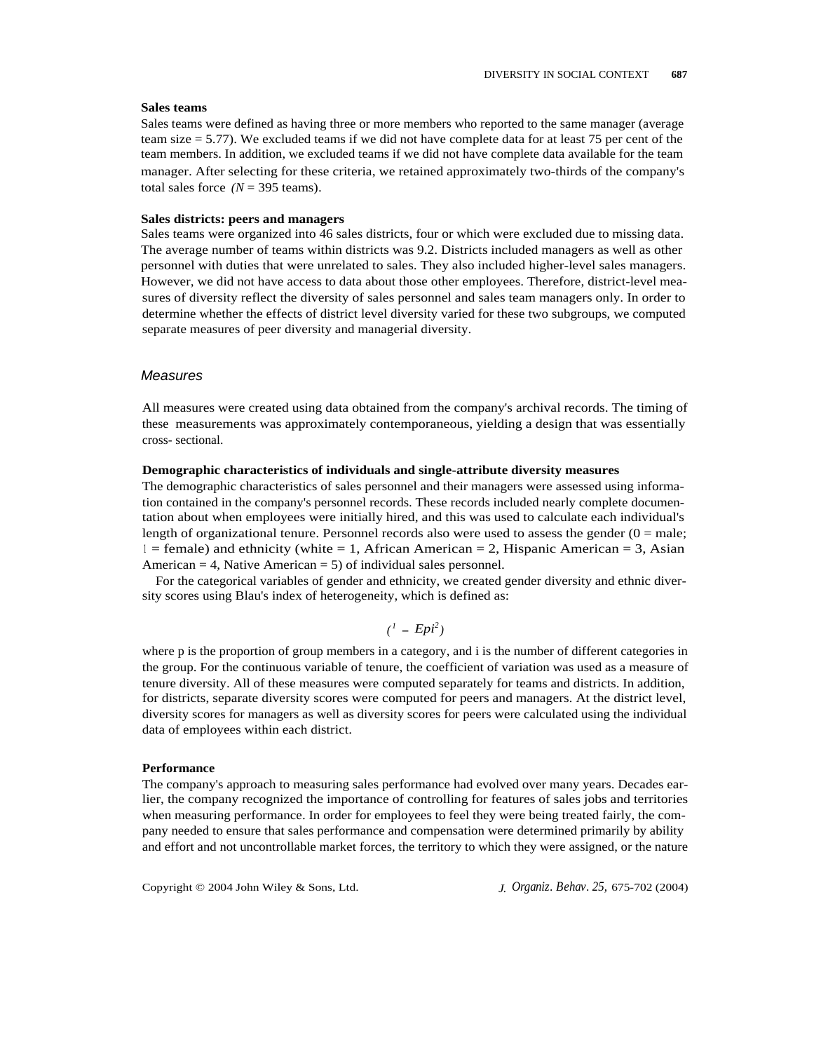**Sales teams**

Sales teams were defined as having three or more members who reported to the same manager (average team size = 5.77). We excluded teams if we did not have complete data for at least 75 per cent of the team members. In addition, we excluded teams if we did not have complete data available for the team manager. After selecting for these criteria, we retained approximately two-thirds of the company's total sales force ($N$ = 395 teams).

**Sales districts: peers and managers**

Sales teams were organized into 46 sales districts, four or which were excluded due to missing data. The average number of teams within districts was 9.2. Districts included managers as well as other personnel with duties that were unrelated to sales. They also included higher-level sales managers. However, we did not have access to data about those other employees. Therefore, district-level measures of diversity reflect the diversity of sales personnel and sales team managers only. In order to determine whether the effects of district level diversity varied for these two subgroups, we computed separate measures of peer diversity and managerial diversity.

## *Measures*

All measures were created using data obtained from the company's archival records. The timing of these measurements was approximately contemporaneous, yielding a design that was essentially cross- sectional.

**Demographic characteristics of individuals and single-attribute diversity measures**

The demographic characteristics of sales personnel and their managers were assessed using information contained in the company's personnel records. These records included nearly complete documentation about when employees were initially hired, and this was used to calculate each individual's length of organizational tenure. Personnel records also were used to assess the gender (0 = male; 1 = female) and ethnicity (white = 1, African American = 2, Hispanic American = 3, Asian American = 4, Native American = 5) of individual sales personnel.

For the categorical variables of gender and ethnicity, we created gender diversity and ethnic diversity scores using Blau's index of heterogeneity, which is defined as:

$$(1 - Epi^2)$$

where p is the proportion of group members in a category, and i is the number of different categories in the group. For the continuous variable of tenure, the coefficient of variation was used as a measure of tenure diversity. All of these measures were computed separately for teams and districts. In addition, for districts, separate diversity scores were computed for peers and managers. At the district level, diversity scores for managers as well as diversity scores for peers were calculated using the individual data of employees within each district.

**Performance**

The company's approach to measuring sales performance had evolved over many years. Decades earlier, the company recognized the importance of controlling for features of sales jobs and territories when measuring performance. In order for employees to feel they were being treated fairly, the company needed to ensure that sales performance and compensation were determined primarily by ability and effort and not uncontrollable market forces, the territory to which they were assigned, or the nature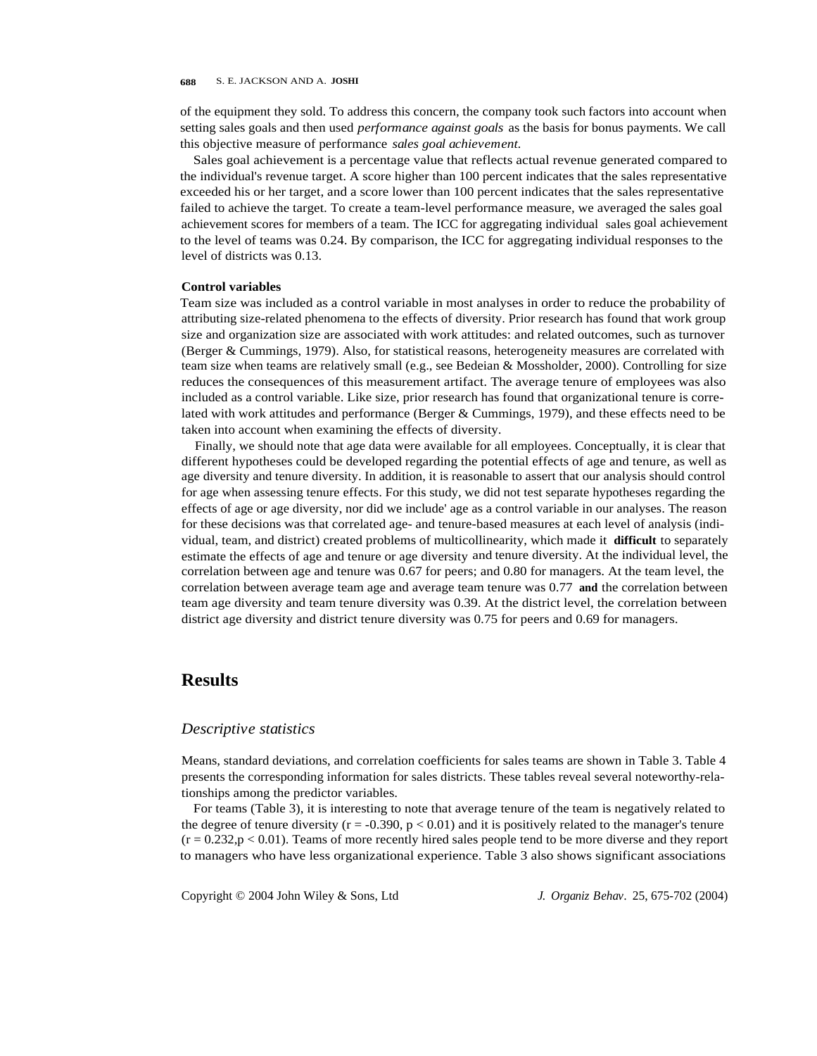of the equipment they sold. To address this concern, the company took such factors into account when setting sales goals and then used *performance against goals* as the basis for bonus payments. We call this objective measure of performance *sales goal achievement*.

Sales goal achievement is a percentage value that reflects actual revenue generated compared to the individual's revenue target. A score higher than 100 percent indicates that the sales representative exceeded his or her target, and a score lower than 100 percent indicates that the sales representative failed to achieve the target. To create a team-level performance measure, we averaged the sales goal achievement scores for members of a team. The ICC for aggregating individual sales goal achievement to the level of teams was 0.24. By comparison, the ICC for aggregating individual responses to the level of districts was 0.13.

### Control variables

Team size was included as a control variable in most analyses in order to reduce the probability of attributing size-related phenomena to the effects of diversity. Prior research has found that work group size and organization size are associated with work attitudes: and related outcomes, such as turnover (Berger & Cummings, 1979). Also, for statistical reasons, heterogeneity measures are correlated with team size when teams are relatively small (e.g., see Bedeian & Mossholder, 2000). Controlling for size reduces the consequences of this measurement artifact. The average tenure of employees was also included as a control variable. Like size, prior research has found that organizational tenure is correlated with work attitudes and performance (Berger & Cummings, 1979), and these effects need to be taken into account when examining the effects of diversity.

Finally, we should note that age data were available for all employees. Conceptually, it is clear that different hypotheses could be developed regarding the potential effects of age and tenure, as well as age diversity and tenure diversity. In addition, it is reasonable to assert that our analysis should control for age when assessing tenure effects. For this study, we did not test separate hypotheses regarding the effects of age or age diversity, nor did we include' age as a control variable in our analyses. The reason for these decisions was that correlated age- and tenure-based measures at each level of analysis (individual, team, and district) created problems of multicollinearity, which made it **difficult** to separately estimate the effects of age and tenure or age diversity and tenure diversity. At the individual level, the correlation between age and tenure was 0.67 for peers; and 0.80 for managers. At the team level, the correlation between average team age and average team tenure was 0.77 **and** the correlation between team age diversity and team tenure diversity was 0.39. At the district level, the correlation between district age diversity and district tenure diversity was 0.75 for peers and 0.69 for managers.

## Results

### *Descriptive statistics*

Means, standard deviations, and correlation coefficients for sales teams are shown in Table 3. Table 4 presents the corresponding information for sales districts. These tables reveal several noteworthy-relationships among the predictor variables.

For teams (Table 3), it is interesting to note that average tenure of the team is negatively related to the degree of tenure diversity ($r = -0.390$, $p < 0.01$) and it is positively related to the manager's tenure ($r = 0.232, p < 0.01$). Teams of more recently hired sales people tend to be more diverse and they report to managers who have less organizational experience. Table 3 also shows significant associations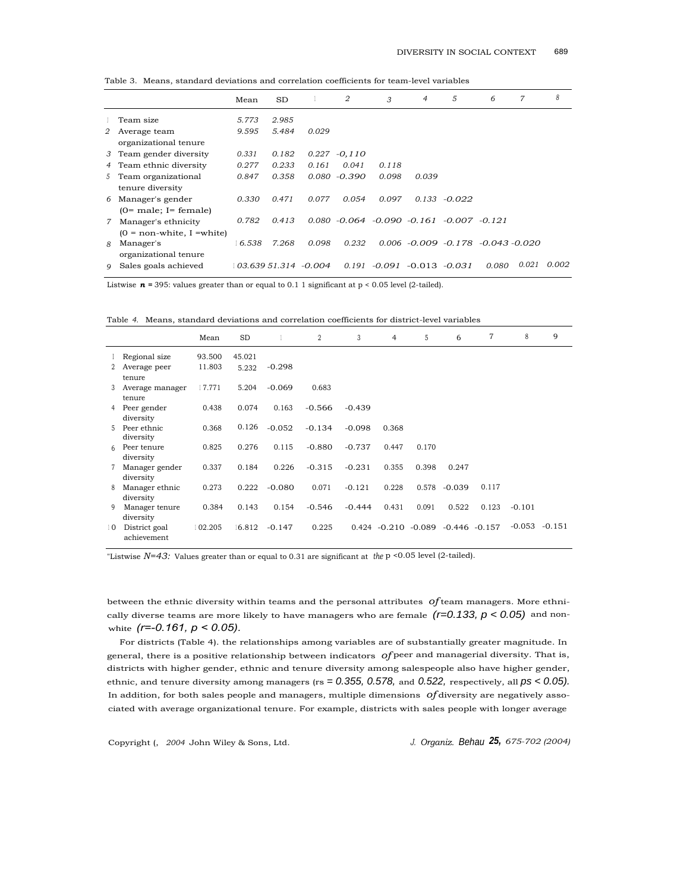Table 3. Means, standard deviations and correlation coefficients for team-level variables

| | | Mean | SD | 1 | 2 | 3 | 4 | 5 | 6 | 7 | 8 |
|---|---|---|---|---|---|---|---|---|---|---|---|
| 1 | Team size | 5.773 | 2.985 | | | | | | | | |
| 2 | Average team organizational tenure | 9.595 | 5.484 | 0.029 | | | | | | | |
| 3 | Team gender diversity | 0.331 | 0.182 | 0.227 | -0,110 | | | | | | |
| 4 | Team ethnic diversity | 0.277 | 0.233 | 0.161 | 0.041 | 0.118 | | | | | |
| 5 | Team organizational tenure diversity | 0.847 | 0.358 | 0.080 | -0.390 | 0.098 | 0.039 | | | | |
| 6 | Manager's gender (0= male; 1= female) | 0.330 | 0.471 | 0.077 | 0.054 | 0.097 | 0.133 | -0.022 | | | |
| 7 | Manager's ethnicity (0 = non-white, 1 =white) | 0.782 | 0.413 | 0.080 | -0.064 | -0.090 | -0.161 | -0.007 | -0.121 | | |
| 8 | Manager's organizational tenure | 16.538 | 7.268 | 0.098 | 0.232 | 0.006 | -0.009 | -0.178 | -0.043 | -0.020 | |
| 9 | Sales goals achieved | 103.639 | 51.314 | -0.004 | 0.191 | -0.091 | -0.013 | -0.031 | 0.080 | 0.021 | 0.002 |

Listwise $n = 395$: values greater than or equal to 0.11 significant at $p < 0.05$ level (2-tailed).

Table 4. Means, standard deviations and correlation coefficients for district-level variables

| | | Mean | SD | 1 | 2 | 3 | 4 | 5 | 6 | 7 | 8 | 9 |
|---|---|---|---|---|---|---|---|---|---|---|---|---|
| 1 | Regional size | 93.500 | 45.021 | | | | | | | | | |
| 2 | Average peer tenure | 11.803 | 5.232 | -0.298 | | | | | | | | |
| 3 | Average manager tenure | 17.771 | 5.204 | -0.069 | 0.683 | | | | | | | |
| 4 | Peer gender diversity | 0.438 | 0.074 | 0.163 | -0.566 | -0.439 | | | | | | |
| 5 | Peer ethnic diversity | 0.368 | 0.126 | -0.052 | -0.134 | -0.098 | 0.368 | | | | | |
| 6 | Peer tenure diversity | 0.825 | 0.276 | 0.115 | -0.880 | -0.737 | 0.447 | 0.170 | | | | |
| 7 | Manager gender diversity | 0.337 | 0.184 | 0.226 | -0.315 | -0.231 | 0.355 | 0.398 | 0.247 | | | |
| 8 | Manager ethnic diversity | 0.273 | 0.222 | -0.080 | 0.071 | -0.121 | 0.228 | 0.578 | -0.039 | 0.117 | | |
| 9 | Manager tenure diversity | 0.384 | 0.143 | 0.154 | -0.546 | -0.444 | 0.431 | 0.091 | 0.522 | 0.123 | -0.101 | |
| 10 | District goal achievement | 102.205 | 16.812 | -0.147 | 0.225 | 0.424 | -0.210 | -0.089 | -0.446 | -0.157 | -0.053 | -0.151 |

"Listwise $N=43$: Values greater than or equal to 0.31 are significant at the $p < 0.05$ level (2-tailed).

between the ethnic diversity within teams and the personal attributes of team managers. More ethnically diverse teams are more likely to have managers who are female ($r=0.133$, $p < 0.05$) and non-white ($r=-0.161$, $p < 0.05$).

For districts (Table 4). the relationships among variables are of substantially greater magnitude. In general, there is a positive relationship between indicators of peer and managerial diversity. That is, districts with higher gender, ethnic and tenure diversity among salespeople also have higher gender, ethnic, and tenure diversity among managers (rs = 0.355, 0.578, and 0.522, respectively, all $ps < 0.05$). In addition, for both sales people and managers, multiple dimensions of diversity are negatively associated with average organizational tenure. For example, districts with sales people with longer average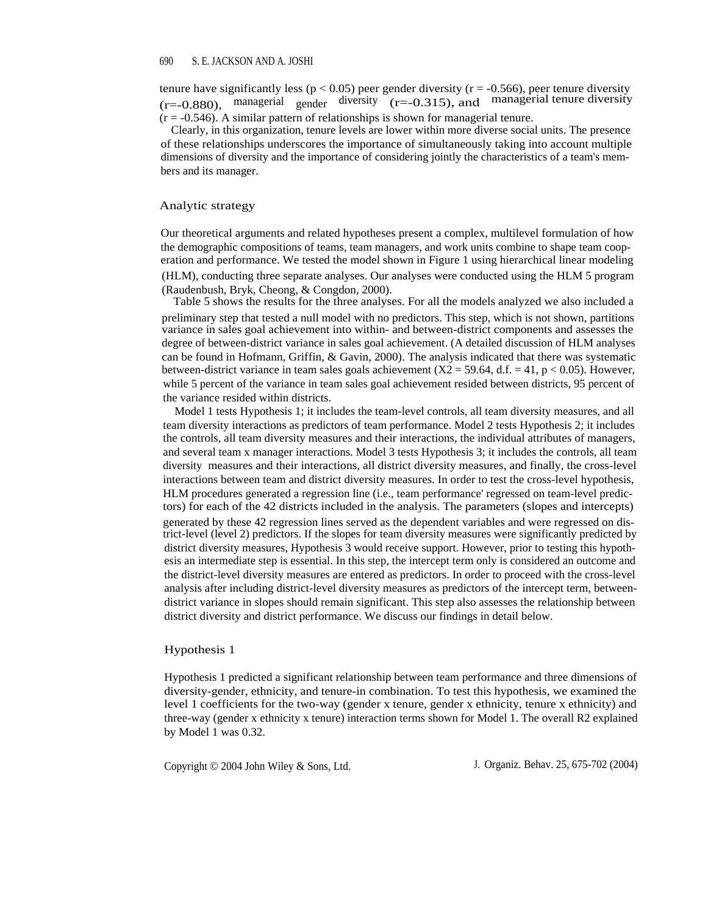tenure have significantly less ($p < 0.05$) peer gender diversity ($r = -0.566$), peer tenure diversity ($r=-0.880$), managerial gender diversity ($r=-0.315$), and managerial tenure diversity ($r = -0.546$). A similar pattern of relationships is shown for managerial tenure.

Clearly, in this organization, tenure levels are lower within more diverse social units. The presence of these relationships underscores the importance of simultaneously taking into account multiple dimensions of diversity and the importance of considering jointly the characteristics of a team's members and its manager.

## Analytic strategy

Our theoretical arguments and related hypotheses present a complex, multilevel formulation of how the demographic compositions of teams, team managers, and work units combine to shape team cooperation and performance. We tested the model shown in Figure 1 using hierarchical linear modeling (HLM), conducting three separate analyses. Our analyses were conducted using the HLM 5 program (Raudenbush, Bryk, Cheong, & Congdon, 2000).

Table 5 shows the results for the three analyses. For all the models analyzed we also included a preliminary step that tested a null model with no predictors. This step, which is not shown, partitions variance in sales goal achievement into within- and between-district components and assesses the degree of between-district variance in sales goal achievement. (A detailed discussion of HLM analyses can be found in Hofmann, Griffin, & Gavin, 2000). The analysis indicated that there was systematic between-district variance in team sales goals achievement ($X2 = 59.64$, d.f. $= 41$, $p < 0.05$). However, while 5 percent of the variance in team sales goal achievement resided between districts, 95 percent of the variance resided within districts.

Model 1 tests Hypothesis 1; it includes the team-level controls, all team diversity measures, and all team diversity interactions as predictors of team performance. Model 2 tests Hypothesis 2; it includes the controls, all team diversity measures and their interactions, the individual attributes of managers, and several team x manager interactions. Model 3 tests Hypothesis 3; it includes the controls, all team diversity measures and their interactions, all district diversity measures, and finally, the cross-level interactions between team and district diversity measures. In order to test the cross-level hypothesis, HLM procedures generated a regression line (i.e., team performance' regressed on team-level predictors) for each of the 42 districts included in the analysis. The parameters (slopes and intercepts) generated by these 42 regression lines served as the dependent variables and were regressed on district-level (level 2) predictors. If the slopes for team diversity measures were significantly predicted by district diversity measures, Hypothesis 3 would receive support. However, prior to testing this hypothesis an intermediate step is essential. In this step, the intercept term only is considered an outcome and the district-level diversity measures are entered as predictors. In order to proceed with the cross-level analysis after including district-level diversity measures as predictors of the intercept term, between-district variance in slopes should remain significant. This step also assesses the relationship between district diversity and district performance. We discuss our findings in detail below.

## Hypothesis 1

Hypothesis 1 predicted a significant relationship between team performance and three dimensions of diversity-gender, ethnicity, and tenure-in combination. To test this hypothesis, we examined the level 1 coefficients for the two-way (gender x tenure, gender x ethnicity, tenure x ethnicity) and three-way (gender x ethnicity x tenure) interaction terms shown for Model 1. The overall $R2$ explained by Model 1 was 0.32.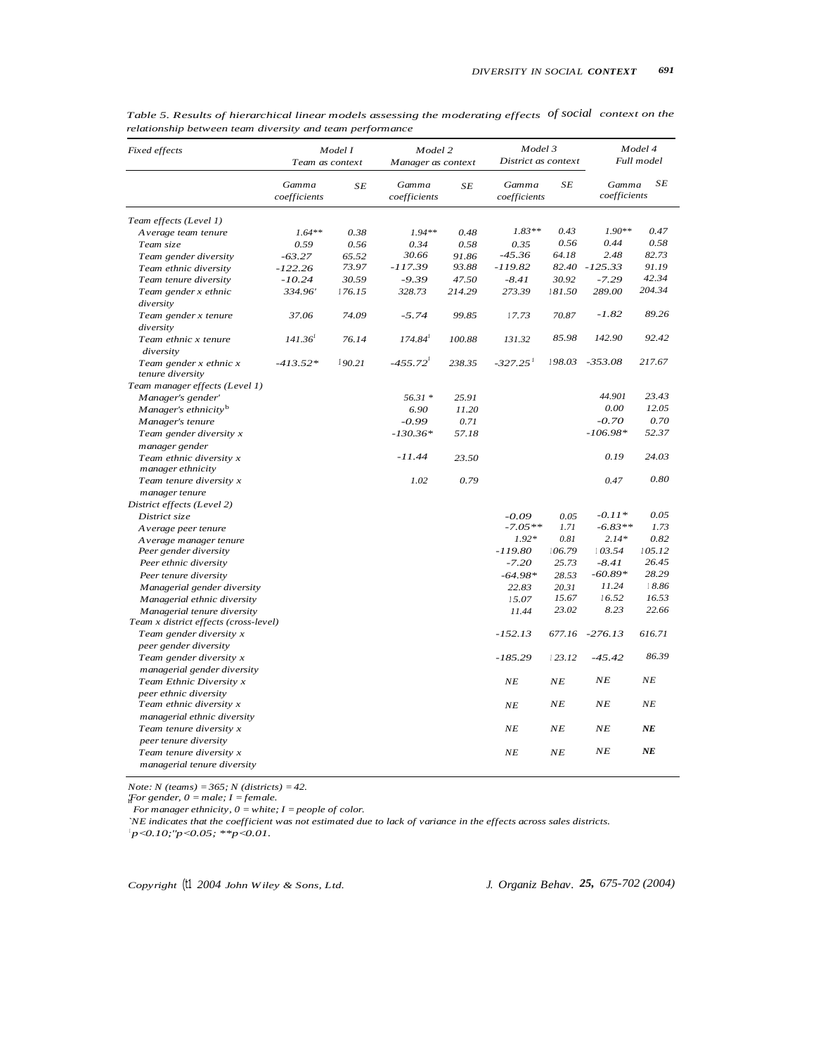*Table 5. Results of hierarchical linear models assessing the moderating effects of social context on the relationship between team diversity and team performance*

| Fixed effects | Model 1 Team as context | | Model 2 Manager as context | | Model 3 District as context | | Model 4 Full model | |
|---|---|---|---|---|---|---|---|---|
| | Gamma coefficients | SE | Gamma coefficients | SE | Gamma coefficients | SE | Gamma coefficients | SE |
| *Team effects (Level 1)* | | | | | | | | |
| Average team tenure | 1.64** | 0.38 | 1.94** | 0.48 | 1.83** | 0.43 | 1.90** | 0.47 |
| Team size | 0.59 | 0.56 | 0.34 | 0.58 | 0.35 | 0.56 | 0.44 | 0.58 |
| Team gender diversity | -63.27 | 65.52 | 30.66 | 91.86 | -45.36 | 64.18 | 2.48 | 82.73 |
| Team ethnic diversity | -122.26 | 73.97 | -117.39 | 93.88 | -119.82 | 82.40 | -125.33 | 91.19 |
| Team tenure diversity | -10.24 | 30.59 | -9.39 | 47.50 | -8.41 | 30.92 | -7.29 | 42.34 |
| Team gender x ethnic diversity | 334.96' | 176.15 | 328.73 | 214.29 | 273.39 | 181.50 | 289.00 | 204.34 |
| Team gender x tenure diversity | 37.06 | 74.09 | -5.74 | 99.85 | 17.73 | 70.87 | -1.82 | 89.26 |
| Team ethnic x tenure diversity | 141.36' | 76.14 | 174.84' | 100.88 | 131.32 | 85.98 | 142.90 | 92.42 |
| Team gender x ethnic x tenure diversity | -413.52* | 190.21 | -455.72' | 238.35 | -327.25' | 198.03 | -353.08 | 217.67 |
| *Team manager effects (Level 1)* | | | | | | | | |
| Manager's gender[a] | | | 56.31 * | 25.91 | | | 44.901 | 23.43 |
| Manager's ethnicity[b] | | | 6.90 | 11.20 | | | 0.00 | 12.05 |
| Manager's tenure | | | -0.99 | 0.71 | | | -0.70 | 0.70 |
| Team gender diversity x manager gender | | | -130.36* | 57.18 | | | -106.98* | 52.37 |
| Team ethnic diversity x manager ethnicity | | | -11.44 | 23.50 | | | 0.19 | 24.03 |
| Team tenure diversity x manager tenure | | | 1.02 | 0.79 | | | 0.47 | 0.80 |
| *District effects (Level 2)* | | | | | | | | |
| District size | | | | | -0.09 | 0.05 | -0.11* | 0.05 |
| Average peer tenure | | | | | -7.05** | 1.71 | -6.83** | 1.73 |
| Average manager tenure | | | | | 1.92* | 0.81 | 2.14* | 0.82 |
| Peer gender diversity | | | | | -119.80 | 106.79 | 103.54 | 105.12 |
| Peer ethnic diversity | | | | | -7.20 | 25.73 | -8.41 | 26.45 |
| Peer tenure diversity | | | | | -64.98* | 28.53 | -60.89* | 28.29 |
| Managerial gender diversity | | | | | 22.83 | 20.31 | 11.24 | 18.86 |
| Managerial ethnic diversity | | | | | 15.07 | 15.67 | 16.52 | 16.53 |
| Managerial tenure diversity | | | | | 11.44 | 23.02 | 8.23 | 22.66 |
| *Team x district effects (cross-level)* | | | | | | | | |
| Team gender diversity x peer gender diversity | | | | | -152.13 | 677.16 | -276.13 | 616.71 |
| Team gender diversity x managerial gender diversity | | | | | -185.29 | 123.12 | -45.42 | 86.39 |
| Team Ethnic Diversity x peer ethnic diversity | | | | | NE | NE | NE | NE |
| Team ethnic diversity x managerial ethnic diversity | | | | | NE | NE | NE | NE |
| Team tenure diversity x peer tenure diversity | | | | | NE | NE | NE | NE |
| Team tenure diversity x managerial tenure diversity | | | | | NE | NE | NE | NE |

*Note*: N (teams) = 365; N (districts) = 42.

[a]For gender, 0 = male; 1 = female.

[b]For manager ethnicity, 0 = white; 1 = people of color.

[c]NE indicates that the coefficient was not estimated due to lack of variance in the effects across sales districts.

'$p<0.10$; *$p<0.05$; **$p<0.01$.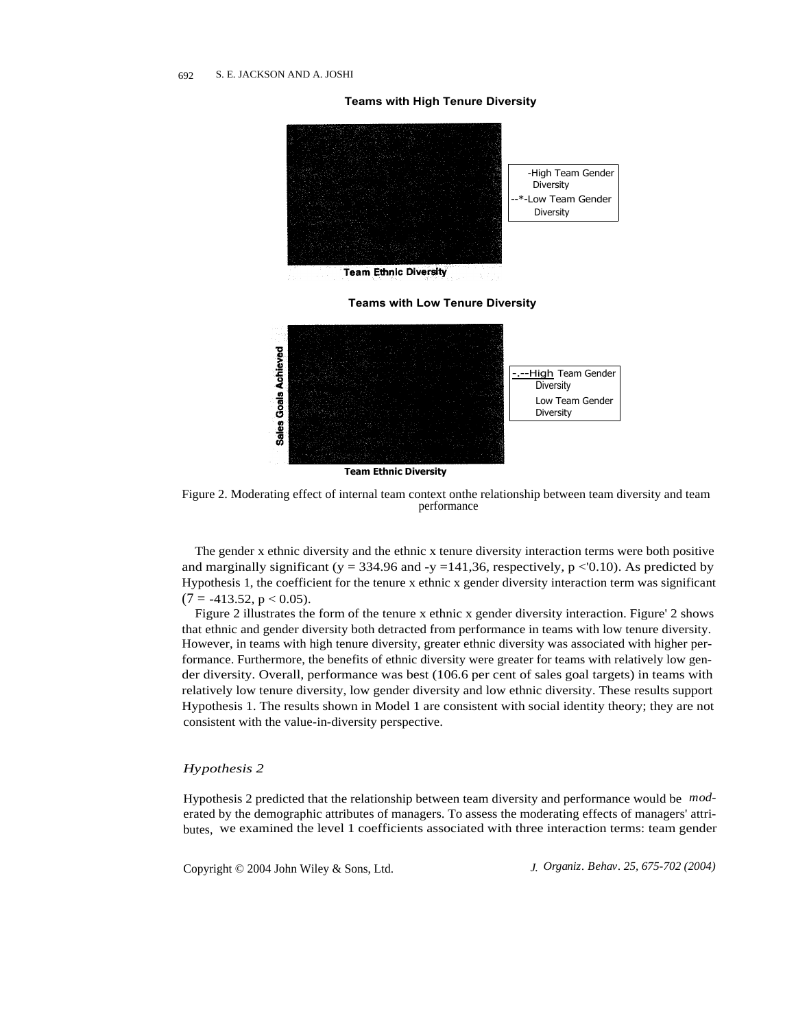**Teams with High Tenure Diversity**

-High Team Gender Diversity
--*-Low Team Gender Diversity

Team Ethnic Diversity

**Teams with Low Tenure Diversity**

Sales Goals Achieved

-.--High Team Gender Diversity
Low Team Gender Diversity

Team Ethnic Diversity

Figure 2. Moderating effect of internal team context onthe relationship between team diversity and team performance

The gender x ethnic diversity and the ethnic x tenure diversity interaction terms were both positive and marginally significant (y = 334.96 and -y =141,36, respectively, p <'0.10). As predicted by Hypothesis 1, the coefficient for the tenure x ethnic x gender diversity interaction term was significant (7 = -413.52, $p < 0.05$).

Figure 2 illustrates the form of the tenure x ethnic x gender diversity interaction. Figure' 2 shows that ethnic and gender diversity both detracted from performance in teams with low tenure diversity. However, in teams with high tenure diversity, greater ethnic diversity was associated with higher performance. Furthermore, the benefits of ethnic diversity were greater for teams with relatively low gender diversity. Overall, performance was best (106.6 per cent of sales goal targets) in teams with relatively low tenure diversity, low gender diversity and low ethnic diversity. These results support Hypothesis 1. The results shown in Model 1 are consistent with social identity theory; they are not consistent with the value-in-diversity perspective.

### *Hypothesis 2*

Hypothesis 2 predicted that the relationship between team diversity and performance would be moderated by the demographic attributes of managers. To assess the moderating effects of managers' attributes, we examined the level 1 coefficients associated with three interaction terms: team gender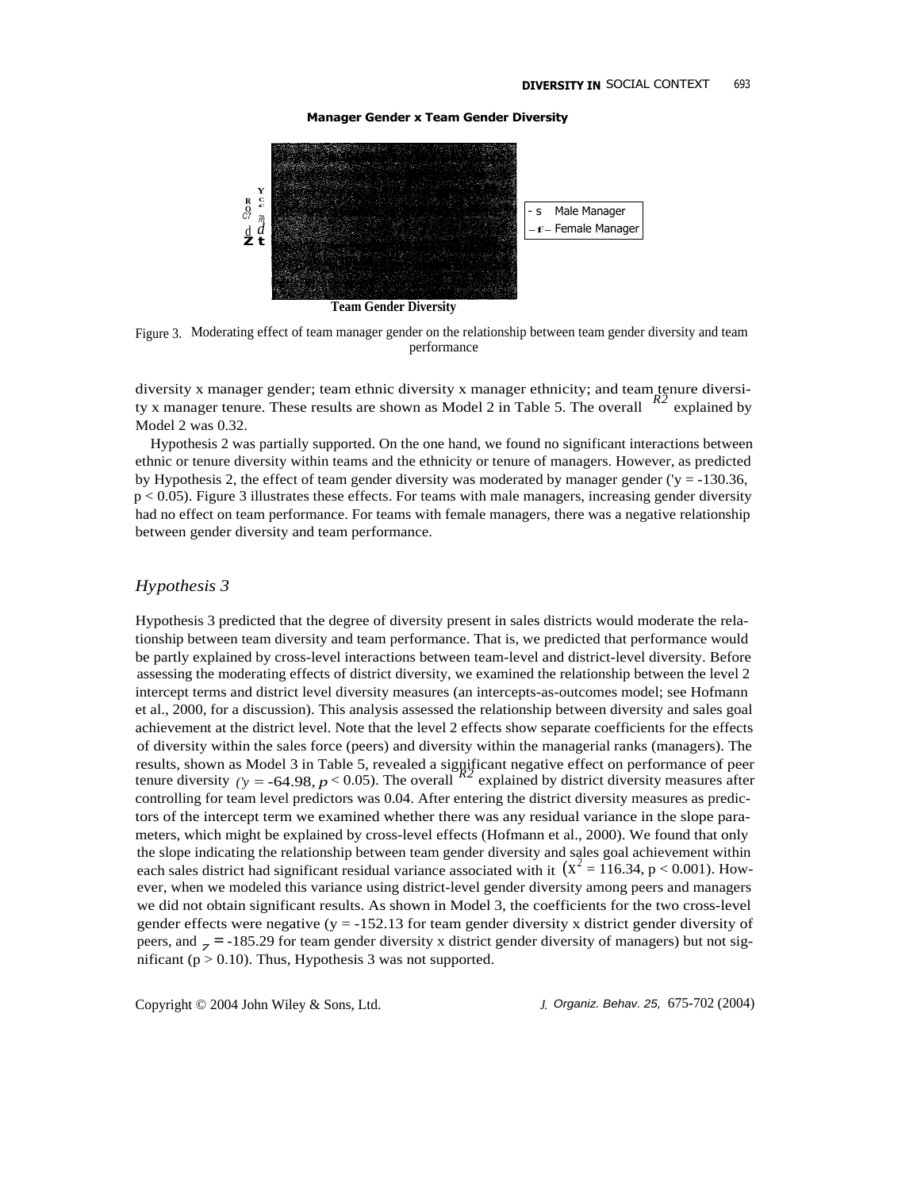**Manager Gender x Team Gender Diversity**

Figure 3. Moderating effect of team manager gender on the relationship between team gender diversity and team performance

diversity x manager gender; team ethnic diversity x manager ethnicity; and team tenure diversity x manager tenure. These results are shown as Model 2 in Table 5. The overall $R^2$ explained by Model 2 was 0.32.

Hypothesis 2 was partially supported. On the one hand, we found no significant interactions between ethnic or tenure diversity within teams and the ethnicity or tenure of managers. However, as predicted by Hypothesis 2, the effect of team gender diversity was moderated by manager gender ($\gamma = -130.36$, $p < 0.05$). Figure 3 illustrates these effects. For teams with male managers, increasing gender diversity had no effect on team performance. For teams with female managers, there was a negative relationship between gender diversity and team performance.

### *Hypothesis 3*

Hypothesis 3 predicted that the degree of diversity present in sales districts would moderate the relationship between team diversity and team performance. That is, we predicted that performance would be partly explained by cross-level interactions between team-level and district-level diversity. Before assessing the moderating effects of district diversity, we examined the relationship between the level 2 intercept terms and district level diversity measures (an intercepts-as-outcomes model; see Hofmann et al., 2000, for a discussion). This analysis assessed the relationship between diversity and sales goal achievement at the district level. Note that the level 2 effects show separate coefficients for the effects of diversity within the sales force (peers) and diversity within the managerial ranks (managers). The results, shown as Model 3 in Table 5, revealed a significant negative effect on performance of peer tenure diversity ($\gamma = -64.98$, $p < 0.05$). The overall $R^2$ explained by district diversity measures after controlling for team level predictors was 0.04. After entering the district diversity measures as predictors of the intercept term we examined whether there was any residual variance in the slope parameters, which might be explained by cross-level effects (Hofmann et al., 2000). We found that only the slope indicating the relationship between team gender diversity and sales goal achievement within each sales district had significant residual variance associated with it ($\chi^2 = 116.34$, $p < 0.001$). However, when we modeled this variance using district-level gender diversity among peers and managers we did not obtain significant results. As shown in Model 3, the coefficients for the two cross-level gender effects were negative ($\gamma = -152.13$ for team gender diversity x district gender diversity of peers, and $\gamma = -185.29$ for team gender diversity x district gender diversity of managers) but not significant ($p > 0.10$). Thus, Hypothesis 3 was not supported.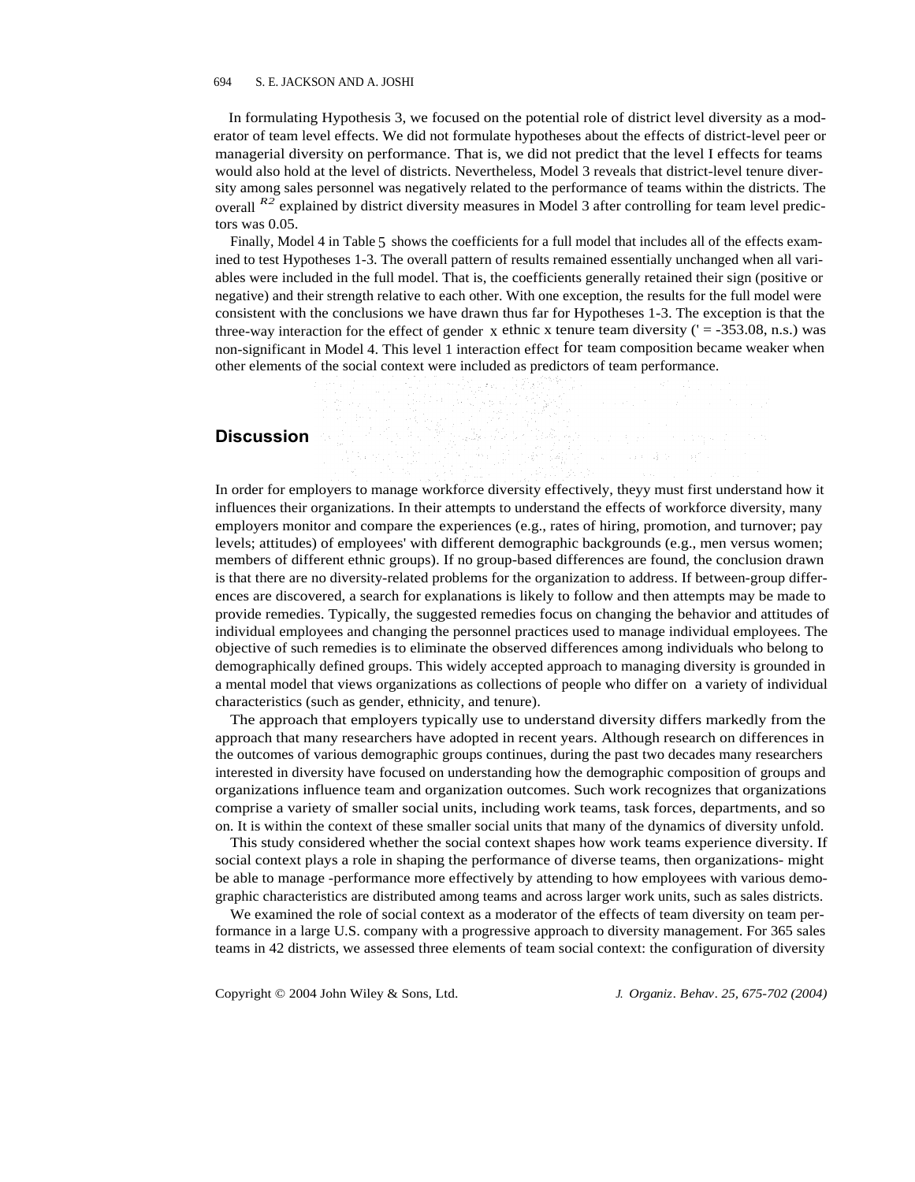In formulating Hypothesis 3, we focused on the potential role of district level diversity as a moderator of team level effects. We did not formulate hypotheses about the effects of district-level peer or managerial diversity on performance. That is, we did not predict that the level I effects for teams would also hold at the level of districts. Nevertheless, Model 3 reveals that district-level tenure diversity among sales personnel was negatively related to the performance of teams within the districts. The overall $R^2$ explained by district diversity measures in Model 3 after controlling for team level predictors was 0.05.

Finally, Model 4 in Table 5 shows the coefficients for a full model that includes all of the effects examined to test Hypotheses 1-3. The overall pattern of results remained essentially unchanged when all variables were included in the full model. That is, the coefficients generally retained their sign (positive or negative) and their strength relative to each other. With one exception, the results for the full model were consistent with the conclusions we have drawn thus far for Hypotheses 1-3. The exception is that the three-way interaction for the effect of gender x ethnic x tenure team diversity (' = -353.08, n.s.) was non-significant in Model 4. This level 1 interaction effect for team composition became weaker when other elements of the social context were included as predictors of team performance.

## Discussion

In order for employers to manage workforce diversity effectively, theyy must first understand how it influences their organizations. In their attempts to understand the effects of workforce diversity, many employers monitor and compare the experiences (e.g., rates of hiring, promotion, and turnover; pay levels; attitudes) of employees' with different demographic backgrounds (e.g., men versus women; members of different ethnic groups). If no group-based differences are found, the conclusion drawn is that there are no diversity-related problems for the organization to address. If between-group differences are discovered, a search for explanations is likely to follow and then attempts may be made to provide remedies. Typically, the suggested remedies focus on changing the behavior and attitudes of individual employees and changing the personnel practices used to manage individual employees. The objective of such remedies is to eliminate the observed differences among individuals who belong to demographically defined groups. This widely accepted approach to managing diversity is grounded in a mental model that views organizations as collections of people who differ on a variety of individual characteristics (such as gender, ethnicity, and tenure).

The approach that employers typically use to understand diversity differs markedly from the approach that many researchers have adopted in recent years. Although research on differences in the outcomes of various demographic groups continues, during the past two decades many researchers interested in diversity have focused on understanding how the demographic composition of groups and organizations influence team and organization outcomes. Such work recognizes that organizations comprise a variety of smaller social units, including work teams, task forces, departments, and so on. It is within the context of these smaller social units that many of the dynamics of diversity unfold.

This study considered whether the social context shapes how work teams experience diversity. If social context plays a role in shaping the performance of diverse teams, then organizations- might be able to manage -performance more effectively by attending to how employees with various demographic characteristics are distributed among teams and across larger work units, such as sales districts.

We examined the role of social context as a moderator of the effects of team diversity on team performance in a large U.S. company with a progressive approach to diversity management. For 365 sales teams in 42 districts, we assessed three elements of team social context: the configuration of diversity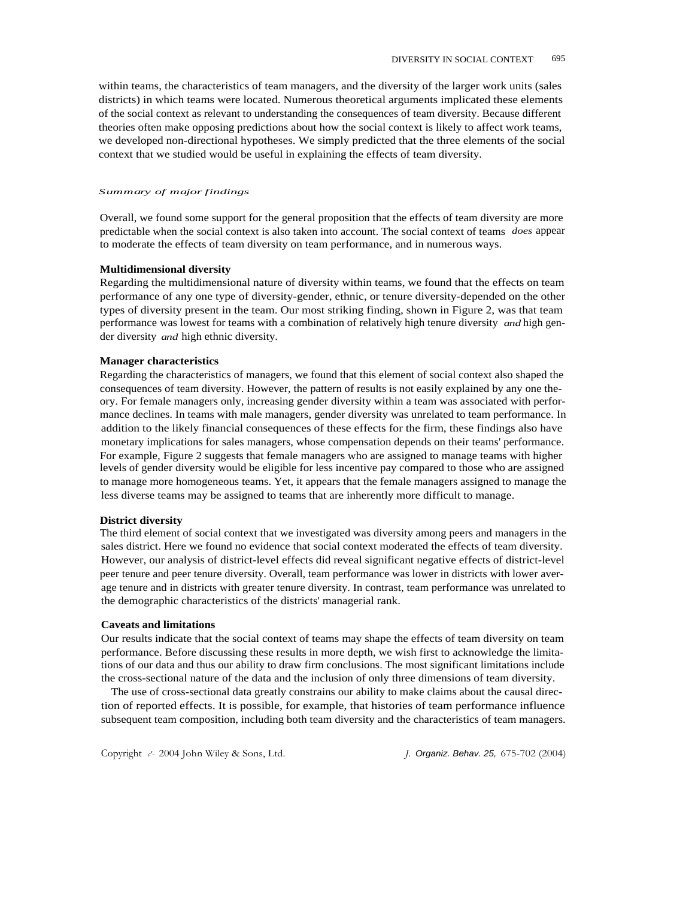within teams, the characteristics of team managers, and the diversity of the larger work units (sales districts) in which teams were located. Numerous theoretical arguments implicated these elements of the social context as relevant to understanding the consequences of team diversity. Because different theories often make opposing predictions about how the social context is likely to affect work teams, we developed non-directional hypotheses. We simply predicted that the three elements of the social context that we studied would be useful in explaining the effects of team diversity.

### *Summary of major findings*

Overall, we found some support for the general proposition that the effects of team diversity are more predictable when the social context is also taken into account. The social context of teams *does* appear to moderate the effects of team diversity on team performance, and in numerous ways.

#### Multidimensional diversity

Regarding the multidimensional nature of diversity within teams, we found that the effects on team performance of any one type of diversity-gender, ethnic, or tenure diversity-depended on the other types of diversity present in the team. Our most striking finding, shown in Figure 2, was that team performance was lowest for teams with a combination of relatively high tenure diversity *and* high gender diversity *and* high ethnic diversity.

#### Manager characteristics

Regarding the characteristics of managers, we found that this element of social context also shaped the consequences of team diversity. However, the pattern of results is not easily explained by any one theory. For female managers only, increasing gender diversity within a team was associated with performance declines. In teams with male managers, gender diversity was unrelated to team performance. In addition to the likely financial consequences of these effects for the firm, these findings also have monetary implications for sales managers, whose compensation depends on their teams' performance. For example, Figure 2 suggests that female managers who are assigned to manage teams with higher levels of gender diversity would be eligible for less incentive pay compared to those who are assigned to manage more homogeneous teams. Yet, it appears that the female managers assigned to manage the less diverse teams may be assigned to teams that are inherently more difficult to manage.

#### District diversity

The third element of social context that we investigated was diversity among peers and managers in the sales district. Here we found no evidence that social context moderated the effects of team diversity. However, our analysis of district-level effects did reveal significant negative effects of district-level peer tenure and peer tenure diversity. Overall, team performance was lower in districts with lower average tenure and in districts with greater tenure diversity. In contrast, team performance was unrelated to the demographic characteristics of the districts' managerial rank.

#### Caveats and limitations

Our results indicate that the social context of teams may shape the effects of team diversity on team performance. Before discussing these results in more depth, we wish first to acknowledge the limitations of our data and thus our ability to draw firm conclusions. The most significant limitations include the cross-sectional nature of the data and the inclusion of only three dimensions of team diversity.

The use of cross-sectional data greatly constrains our ability to make claims about the causal direction of reported effects. It is possible, for example, that histories of team performance influence subsequent team composition, including both team diversity and the characteristics of team managers.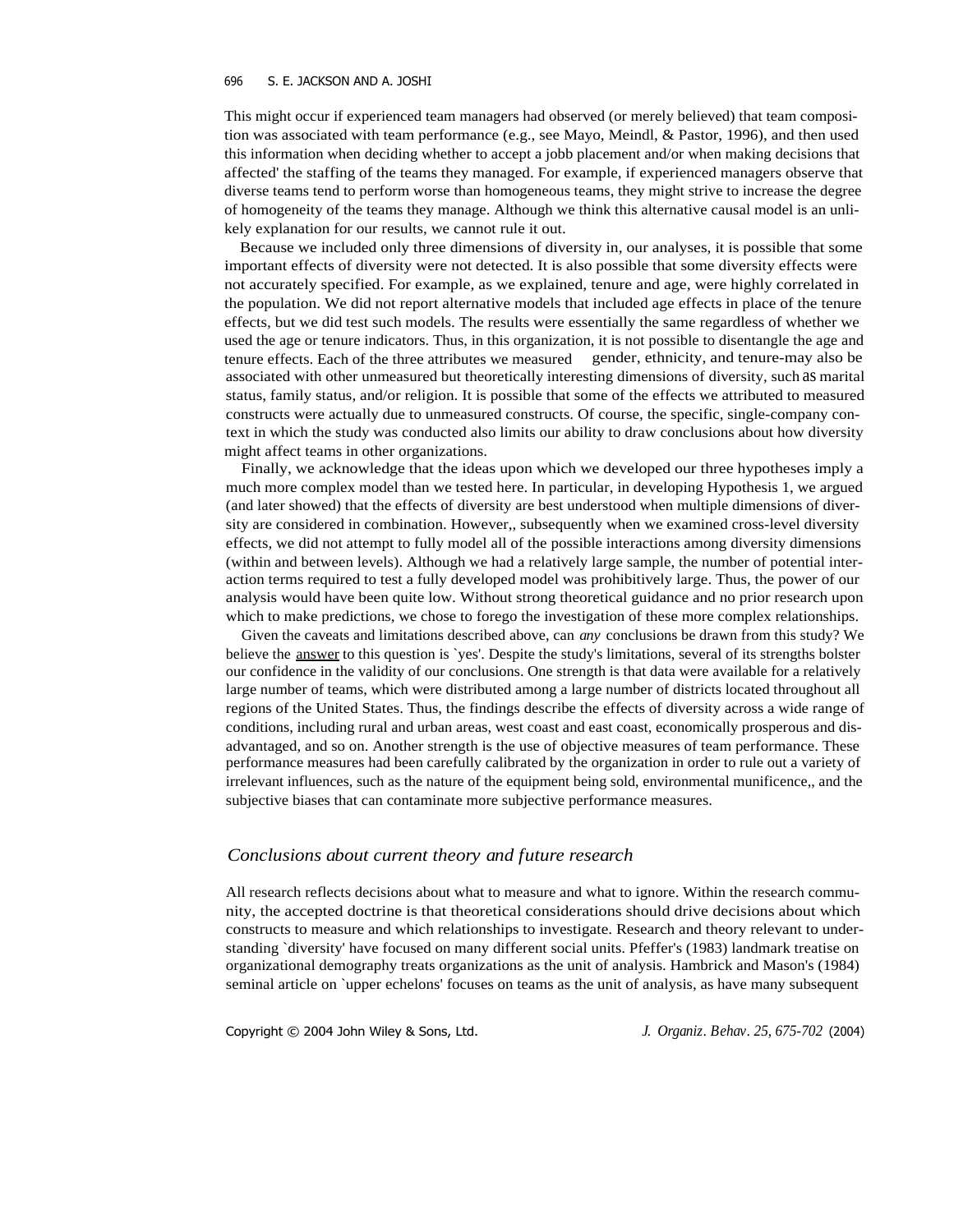This might occur if experienced team managers had observed (or merely believed) that team composition was associated with team performance (e.g., see Mayo, Meindl, & Pastor, 1996), and then used this information when deciding whether to accept a jobb placement and/or when making decisions that affected' the staffing of the teams they managed. For example, if experienced managers observe that diverse teams tend to perform worse than homogeneous teams, they might strive to increase the degree of homogeneity of the teams they manage. Although we think this alternative causal model is an unlikely explanation for our results, we cannot rule it out.

Because we included only three dimensions of diversity in, our analyses, it is possible that some important effects of diversity were not detected. It is also possible that some diversity effects were not accurately specified. For example, as we explained, tenure and age, were highly correlated in the population. We did not report alternative models that included age effects in place of the tenure effects, but we did test such models. The results were essentially the same regardless of whether we used the age or tenure indicators. Thus, in this organization, it is not possible to disentangle the age and tenure effects. Each of the three attributes we measured gender, ethnicity, and tenure-may also be associated with other unmeasured but theoretically interesting dimensions of diversity, such as marital status, family status, and/or religion. It is possible that some of the effects we attributed to measured constructs were actually due to unmeasured constructs. Of course, the specific, single-company context in which the study was conducted also limits our ability to draw conclusions about how diversity might affect teams in other organizations.

Finally, we acknowledge that the ideas upon which we developed our three hypotheses imply a much more complex model than we tested here. In particular, in developing Hypothesis 1, we argued (and later showed) that the effects of diversity are best understood when multiple dimensions of diversity are considered in combination. However,, subsequently when we examined cross-level diversity effects, we did not attempt to fully model all of the possible interactions among diversity dimensions (within and between levels). Although we had a relatively large sample, the number of potential interaction terms required to test a fully developed model was prohibitively large. Thus, the power of our analysis would have been quite low. Without strong theoretical guidance and no prior research upon which to make predictions, we chose to forego the investigation of these more complex relationships.

Given the caveats and limitations described above, can *any* conclusions be drawn from this study? We believe the answer to this question is `yes'. Despite the study's limitations, several of its strengths bolster our confidence in the validity of our conclusions. One strength is that data were available for a relatively large number of teams, which were distributed among a large number of districts located throughout all regions of the United States. Thus, the findings describe the effects of diversity across a wide range of conditions, including rural and urban areas, west coast and east coast, economically prosperous and disadvantaged, and so on. Another strength is the use of objective measures of team performance. These performance measures had been carefully calibrated by the organization in order to rule out a variety of irrelevant influences, such as the nature of the equipment being sold, environmental munificence,, and the subjective biases that can contaminate more subjective performance measures.

## *Conclusions about current theory and future research*

All research reflects decisions about what to measure and what to ignore. Within the research community, the accepted doctrine is that theoretical considerations should drive decisions about which constructs to measure and which relationships to investigate. Research and theory relevant to understanding `diversity' have focused on many different social units. Pfeffer's (1983) landmark treatise on organizational demography treats organizations as the unit of analysis. Hambrick and Mason's (1984) seminal article on `upper echelons' focuses on teams as the unit of analysis, as have many subsequent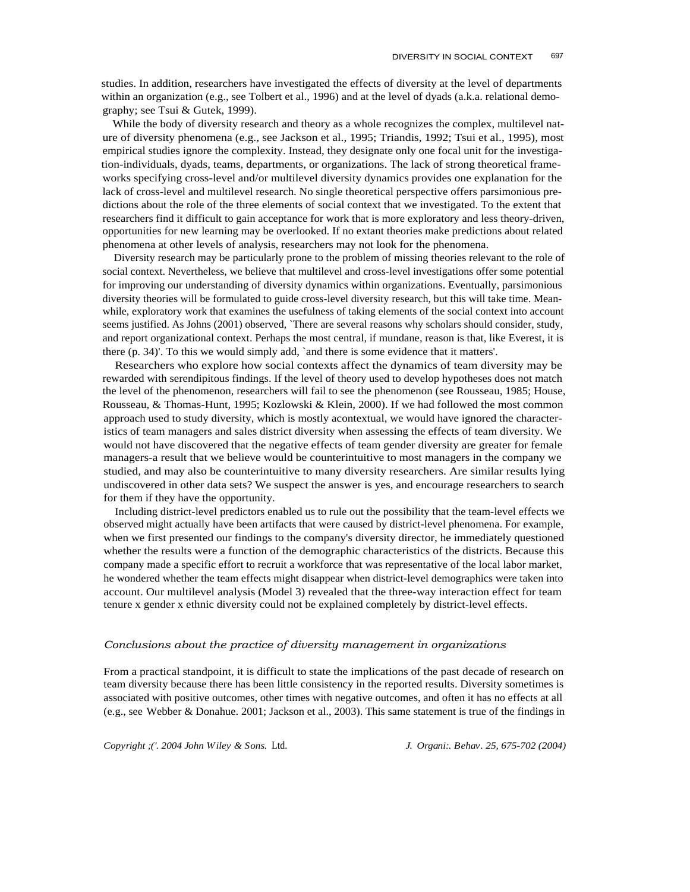studies. In addition, researchers have investigated the effects of diversity at the level of departments within an organization (e.g., see Tolbert et al., 1996) and at the level of dyads (a.k.a. relational demography; see Tsui & Gutek, 1999).

While the body of diversity research and theory as a whole recognizes the complex, multilevel nature of diversity phenomena (e.g., see Jackson et al., 1995; Triandis, 1992; Tsui et al., 1995), most empirical studies ignore the complexity. Instead, they designate only one focal unit for the investigation-individuals, dyads, teams, departments, or organizations. The lack of strong theoretical frameworks specifying cross-level and/or multilevel diversity dynamics provides one explanation for the lack of cross-level and multilevel research. No single theoretical perspective offers parsimonious predictions about the role of the three elements of social context that we investigated. To the extent that researchers find it difficult to gain acceptance for work that is more exploratory and less theory-driven, opportunities for new learning may be overlooked. If no extant theories make predictions about related phenomena at other levels of analysis, researchers may not look for the phenomena.

Diversity research may be particularly prone to the problem of missing theories relevant to the role of social context. Nevertheless, we believe that multilevel and cross-level investigations offer some potential for improving our understanding of diversity dynamics within organizations. Eventually, parsimonious diversity theories will be formulated to guide cross-level diversity research, but this will take time. Meanwhile, exploratory work that examines the usefulness of taking elements of the social context into account seems justified. As Johns (2001) observed, `There are several reasons why scholars should consider, study, and report organizational context. Perhaps the most central, if mundane, reason is that, like Everest, it is there (p. 34)'. To this we would simply add, `and there is some evidence that it matters'.

Researchers who explore how social contexts affect the dynamics of team diversity may be rewarded with serendipitous findings. If the level of theory used to develop hypotheses does not match the level of the phenomenon, researchers will fail to see the phenomenon (see Rousseau, 1985; House, Rousseau, & Thomas-Hunt, 1995; Kozlowski & Klein, 2000). If we had followed the most common approach used to study diversity, which is mostly acontextual, we would have ignored the characteristics of team managers and sales district diversity when assessing the effects of team diversity. We would not have discovered that the negative effects of team gender diversity are greater for female managers-a result that we believe would be counterintuitive to most managers in the company we studied, and may also be counterintuitive to many diversity researchers. Are similar results lying undiscovered in other data sets? We suspect the answer is yes, and encourage researchers to search for them if they have the opportunity.

Including district-level predictors enabled us to rule out the possibility that the team-level effects we observed might actually have been artifacts that were caused by district-level phenomena. For example, when we first presented our findings to the company's diversity director, he immediately questioned whether the results were a function of the demographic characteristics of the districts. Because this company made a specific effort to recruit a workforce that was representative of the local labor market, he wondered whether the team effects might disappear when district-level demographics were taken into account. Our multilevel analysis (Model 3) revealed that the three-way interaction effect for team tenure x gender x ethnic diversity could not be explained completely by district-level effects.

### *Conclusions about the practice of diversity management in organizations*

From a practical standpoint, it is difficult to state the implications of the past decade of research on team diversity because there has been little consistency in the reported results. Diversity sometimes is associated with positive outcomes, other times with negative outcomes, and often it has no effects at all (e.g., see Webber & Donahue. 2001; Jackson et al., 2003). This same statement is true of the findings in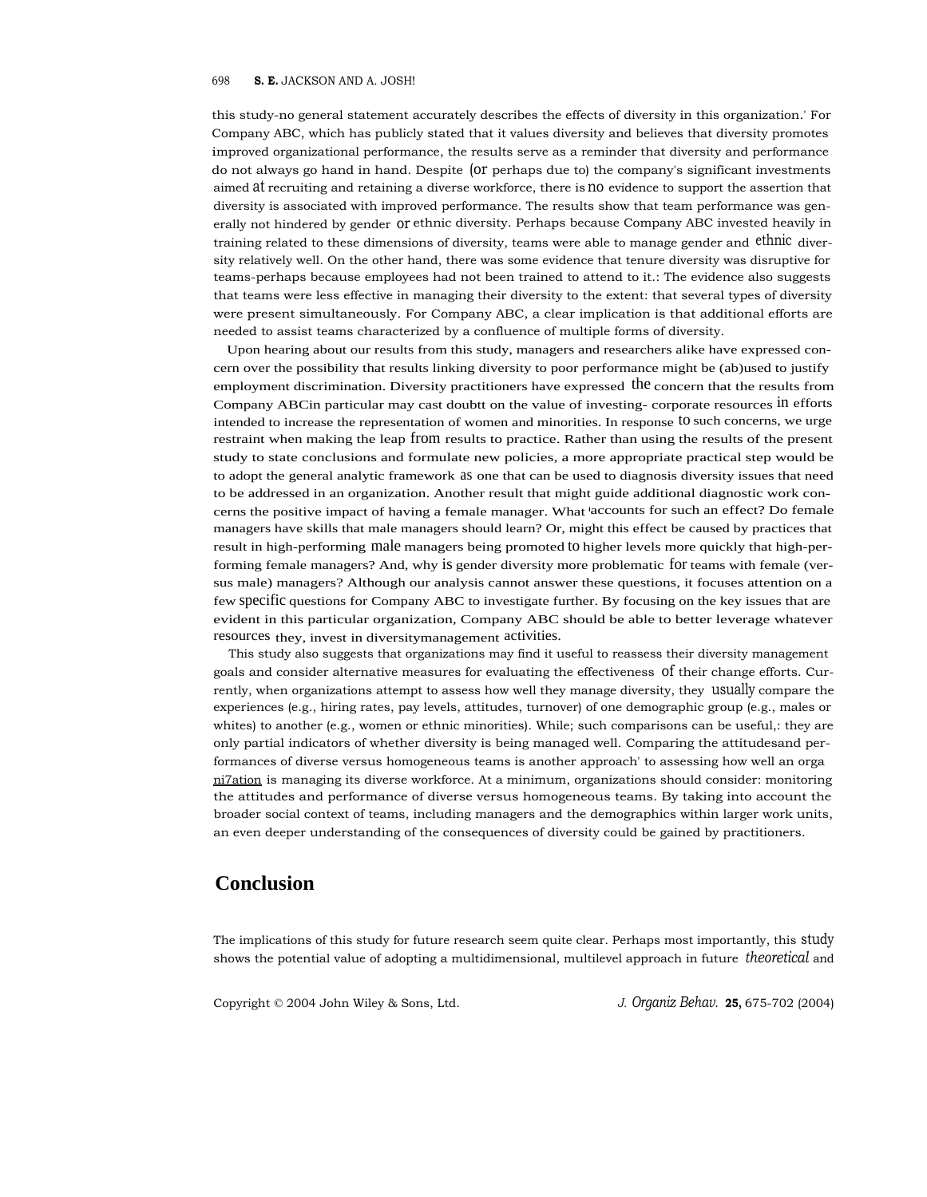this study-no general statement accurately describes the effects of diversity in this organization.' For Company ABC, which has publicly stated that it values diversity and believes that diversity promotes improved organizational performance, the results serve as a reminder that diversity and performance do not always go hand in hand. Despite (or perhaps due to) the company's significant investments aimed at recruiting and retaining a diverse workforce, there is no evidence to support the assertion that diversity is associated with improved performance. The results show that team performance was generally not hindered by gender or ethnic diversity. Perhaps because Company ABC invested heavily in training related to these dimensions of diversity, teams were able to manage gender and ethnic diversity relatively well. On the other hand, there was some evidence that tenure diversity was disruptive for teams-perhaps because employees had not been trained to attend to it.: The evidence also suggests that teams were less effective in managing their diversity to the extent: that several types of diversity were present simultaneously. For Company ABC, a clear implication is that additional efforts are needed to assist teams characterized by a confluence of multiple forms of diversity.

Upon hearing about our results from this study, managers and researchers alike have expressed concern over the possibility that results linking diversity to poor performance might be (ab)used to justify employment discrimination. Diversity practitioners have expressed the concern that the results from Company ABCin particular may cast doubtt on the value of investing- corporate resources in efforts intended to increase the representation of women and minorities. In response to such concerns, we urge restraint when making the leap from results to practice. Rather than using the results of the present study to state conclusions and formulate new policies, a more appropriate practical step would be to adopt the general analytic framework as one that can be used to diagnosis diversity issues that need to be addressed in an organization. Another result that might guide additional diagnostic work concerns the positive impact of having a female manager. What 'accounts for such an effect? Do female managers have skills that male managers should learn? Or, might this effect be caused by practices that result in high-performing male managers being promoted to higher levels more quickly that high-performing female managers? And, why is gender diversity more problematic for teams with female (versus male) managers? Although our analysis cannot answer these questions, it focuses attention on a few specific questions for Company ABC to investigate further. By focusing on the key issues that are evident in this particular organization, Company ABC should be able to better leverage whatever resources they, invest in diversitymanagement activities.

This study also suggests that organizations may find it useful to reassess their diversity management goals and consider alternative measures for evaluating the effectiveness of their change efforts. Currently, when organizations attempt to assess how well they manage diversity, they usually compare the experiences (e.g., hiring rates, pay levels, attitudes, turnover) of one demographic group (e.g., males or whites) to another (e.g., women or ethnic minorities). While; such comparisons can be useful,: they are only partial indicators of whether diversity is being managed well. Comparing the attitudesand performances of diverse versus homogeneous teams is another approach' to assessing how well an organi7ation is managing its diverse workforce. At a minimum, organizations should consider: monitoring the attitudes and performance of diverse versus homogeneous teams. By taking into account the broader social context of teams, including managers and the demographics within larger work units, an even deeper understanding of the consequences of diversity could be gained by practitioners.

## Conclusion

The implications of this study for future research seem quite clear. Perhaps most importantly, this study shows the potential value of adopting a multidimensional, multilevel approach in future theoretical and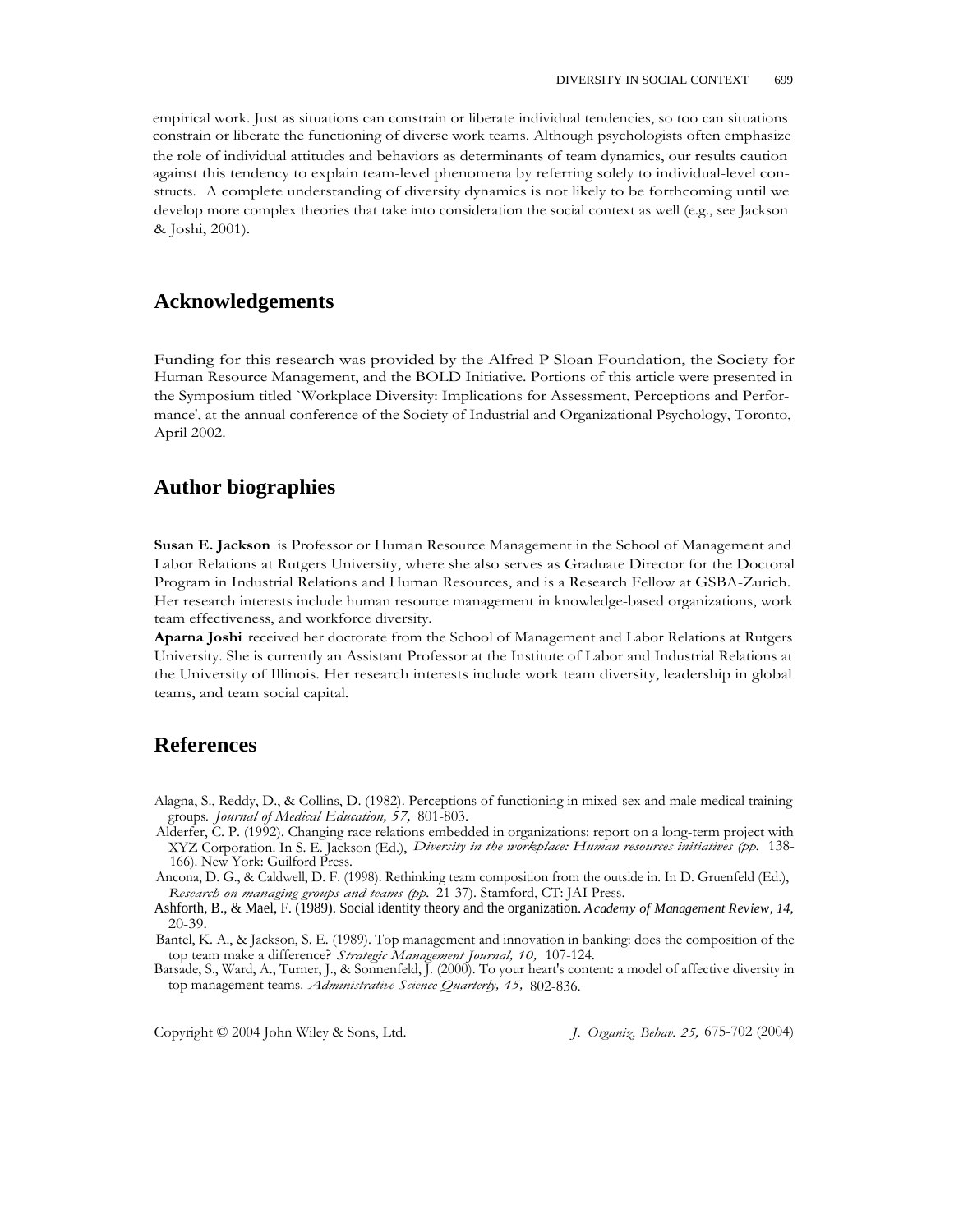empirical work. Just as situations can constrain or liberate individual tendencies, so too can situations constrain or liberate the functioning of diverse work teams. Although psychologists often emphasize the role of individual attitudes and behaviors as determinants of team dynamics, our results caution against this tendency to explain team-level phenomena by referring solely to individual-level constructs. A complete understanding of diversity dynamics is not likely to be forthcoming until we develop more complex theories that take into consideration the social context as well (e.g., see Jackson & Joshi, 2001).

## Acknowledgements

Funding for this research was provided by the Alfred P Sloan Foundation, the Society for Human Resource Management, and the BOLD Initiative. Portions of this article were presented in the Symposium titled `Workplace Diversity: Implications for Assessment, Perceptions and Performance', at the annual conference of the Society of Industrial and Organizational Psychology, Toronto, April 2002.

## Author biographies

**Susan E. Jackson** is Professor or Human Resource Management in the School of Management and Labor Relations at Rutgers University, where she also serves as Graduate Director for the Doctoral Program in Industrial Relations and Human Resources, and is a Research Fellow at GSBA-Zurich. Her research interests include human resource management in knowledge-based organizations, work team effectiveness, and workforce diversity.

**Aparna Joshi** received her doctorate from the School of Management and Labor Relations at Rutgers University. She is currently an Assistant Professor at the Institute of Labor and Industrial Relations at the University of Illinois. Her research interests include work team diversity, leadership in global teams, and team social capital.

## References

Alagna, S., Reddy, D., & Collins, D. (1982). Perceptions of functioning in mixed-sex and male medical training groups. *Journal of Medical Education, 57,* 801-803.

Alderfer, C. P. (1992). Changing race relations embedded in organizations: report on a long-term project with XYZ Corporation. In S. E. Jackson (Ed.), *Diversity in the workplace: Human resources initiatives (pp.* 138-166). New York: Guilford Press.

Ancona, D. G., & Caldwell, D. F. (1998). Rethinking team composition from the outside in. In D. Gruenfeld (Ed.), *Research on managing groups and teams (pp.* 21-37). Stamford, CT: JAI Press.

Ashforth, B., & Mael, F. (1989). Social identity theory and the organization. *Academy of Management Review, 14,* 20-39.

Bantel, K. A., & Jackson, S. E. (1989). Top management and innovation in banking: does the composition of the top team make a difference? *Strategic Management Journal, 10,* 107-124.

Barsade, S., Ward, A., Turner, J., & Sonnenfeld, J. (2000). To your heart's content: a model of affective diversity in top management teams. *Administrative Science Quarterly, 45,* 802-836.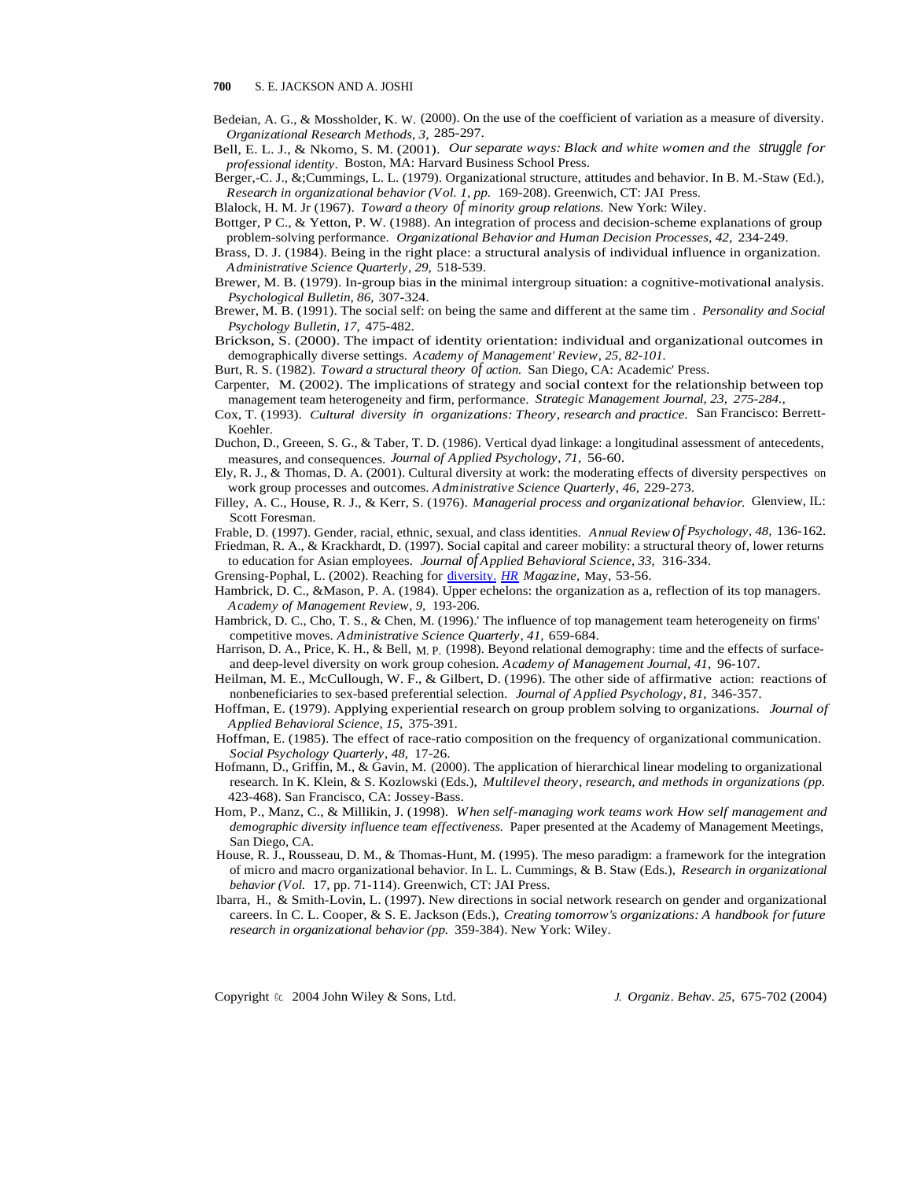Bedeian, A. G., & Mossholder, K. W. (2000). On the use of the coefficient of variation as a measure of diversity. *Organizational Research Methods, 3,* 285-297.

Bell, E. L. J., & Nkomo, S. M. (2001). *Our separate ways: Black and white women and the struggle for professional identity*. Boston, MA: Harvard Business School Press.

Berger,-C. J., &;Cummings, L. L. (1979). Organizational structure, attitudes and behavior. In B. M.-Staw (Ed.), *Research in organizational behavior (Vol. 1, pp.* 169-208). Greenwich, CT: JAI Press.

Blalock, H. M. Jr (1967). *Toward a theory of minority group relations.* New York: Wiley.

Bottger, P C., & Yetton, P. W. (1988). An integration of process and decision-scheme explanations of group problem-solving performance. *Organizational Behavior and Human Decision Processes, 42,* 234-249.

Brass, D. J. (1984). Being in the right place: a structural analysis of individual influence in organization. *Administrative Science Quarterly, 29,* 518-539.

Brewer, M. B. (1979). In-group bias in the minimal intergroup situation: a cognitive-motivational analysis. *Psychological Bulletin, 86,* 307-324.

Brewer, M. B. (1991). The social self: on being the same and different at the same tim . *Personality and Social Psychology Bulletin, 17,* 475-482.

Brickson, S. (2000). The impact of identity orientation: individual and organizational outcomes in demographically diverse settings. *Academy of Management' Review, 25, 82-101.*

Burt, R. S. (1982). *Toward a structural theory of action.* San Diego, CA: Academic' Press.

Carpenter, M. (2002). The implications of strategy and social context for the relationship between top management team heterogeneity and firm, performance. *Strategic Management Journal, 23, 275-284.,*

Cox, T. (1993). *Cultural diversity in organizations: Theory, research and practice.* San Francisco: Berrett-Koehler.

Duchon, D., Greeen, S. G., & Taber, T. D. (1986). Vertical dyad linkage: a longitudinal assessment of antecedents, measures, and consequences. *Journal of Applied Psychology, 71,* 56-60.

Ely, R. J., & Thomas, D. A. (2001). Cultural diversity at work: the moderating effects of diversity perspectives on work group processes and outcomes. *Administrative Science Quarterly, 46,* 229-273.

Filley, A. C., House, R. J., & Kerr, S. (1976). *Managerial process and organizational behavior.* Glenview, IL: Scott Foresman.

Frable, D. (1997). Gender, racial, ethnic, sexual, and class identities. *Annual Review of Psychology, 48,* 136-162.

Friedman, R. A., & Krackhardt, D. (1997). Social capital and career mobility: a structural theory of, lower returns to education for Asian employees. *Journal of Applied Behavioral Science, 33,* 316-334.

Grensing-Pophal, L. (2002). Reaching for diversity. *HR Magazine,* May, 53-56.

Hambrick, D. C., &Mason, P. A. (1984). Upper echelons: the organization as a, reflection of its top managers. *Academy of Management Review, 9,* 193-206.

Hambrick, D. C., Cho, T. S., & Chen, M. (1996).' The influence of top management team heterogeneity on firms' competitive moves. *Administrative Science Quarterly, 41,* 659-684.

Harrison, D. A., Price, K. H., & Bell, M. P. (1998). Beyond relational demography: time and the effects of surface- and deep-level diversity on work group cohesion. *Academy of Management Journal, 41,* 96-107.

Heilman, M. E., McCullough, W. F., & Gilbert, D. (1996). The other side of affirmative action: reactions of nonbeneficiaries to sex-based preferential selection. *Journal of Applied Psychology, 81,* 346-357.

Hoffman, E. (1979). Applying experiential research on group problem solving to organizations. *Journal of Applied Behavioral Science, 15,* 375-391.

Hoffman, E. (1985). The effect of race-ratio composition on the frequency of organizational communication. *Social Psychology Quarterly, 48,* 17-26.

Hofmann, D., Griffin, M., & Gavin, M. (2000). The application of hierarchical linear modeling to organizational research. In K. Klein, & S. Kozlowski (Eds.), *Multilevel theory, research, and methods in organizations (pp.* 423-468). San Francisco, CA: Jossey-Bass.

Hom, P., Manz, C., & Millikin, J. (1998). *When self-managing work teams work How self management and demographic diversity influence team effectiveness.* Paper presented at the Academy of Management Meetings, San Diego, CA.

House, R. J., Rousseau, D. M., & Thomas-Hunt, M. (1995). The meso paradigm: a framework for the integration of micro and macro organizational behavior. In L. L. Cummings, & B. Staw (Eds.), *Research in organizational behavior (Vol.* 17, pp. 71-114). Greenwich, CT: JAI Press.

Ibarra, H., & Smith-Lovin, L. (1997). New directions in social network research on gender and organizational careers. In C. L. Cooper, & S. E. Jackson (Eds.), *Creating tomorrow's organizations: A handbook for future research in organizational behavior (pp.* 359-384). New York: Wiley.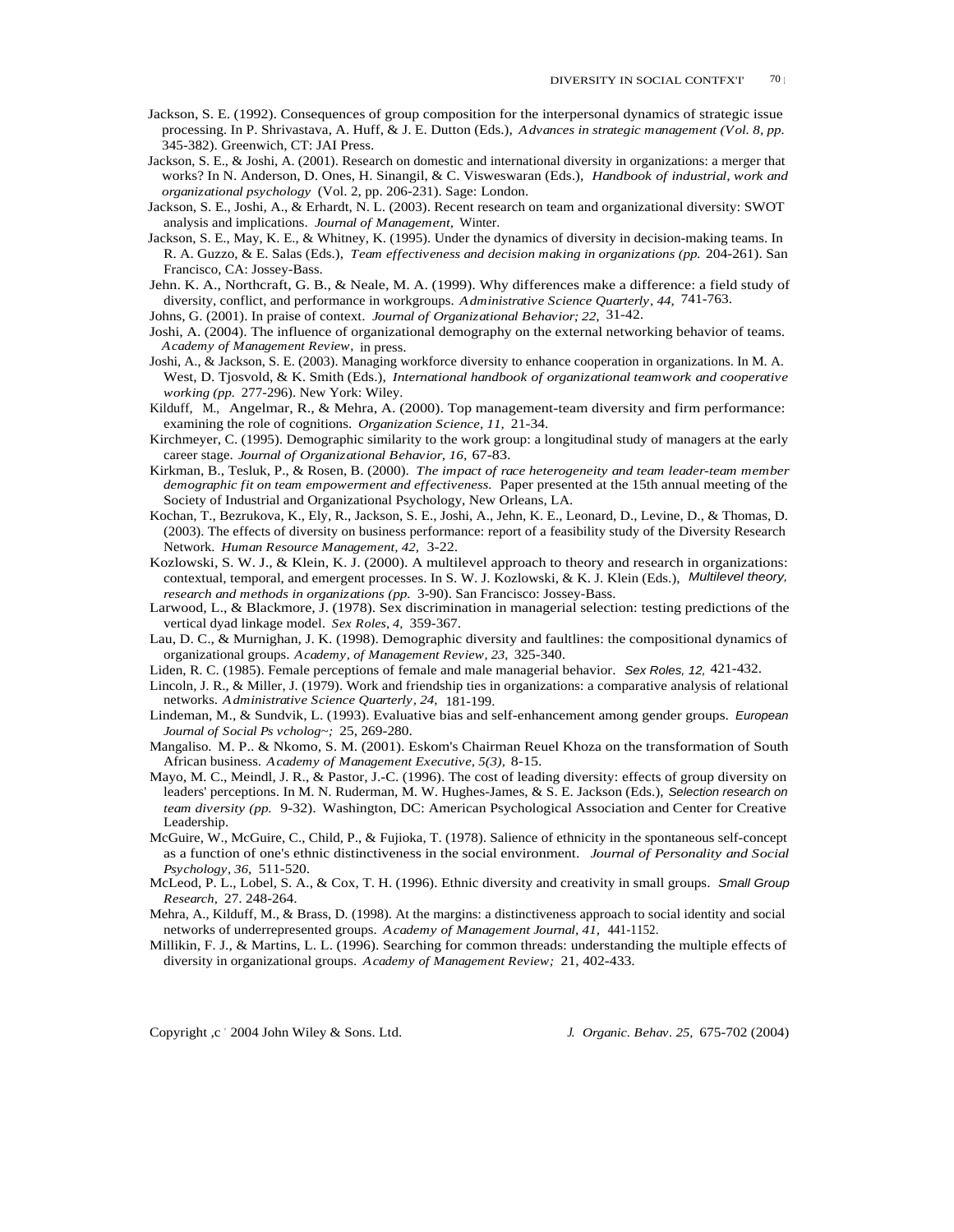Jackson, S. E. (1992). Consequences of group composition for the interpersonal dynamics of strategic issue processing. In P. Shrivastava, A. Huff, & J. E. Dutton (Eds.), *Advances in strategic management (Vol. 8, pp.* 345-382). Greenwich, CT: JAI Press.

Jackson, S. E., & Joshi, A. (2001). Research on domestic and international diversity in organizations: a merger that works? In N. Anderson, D. Ones, H. Sinangil, & C. Visweswaran (Eds.), *Handbook of industrial, work and organizational psychology* (Vol. 2, pp. 206-231). Sage: London.

Jackson, S. E., Joshi, A., & Erhardt, N. L. (2003). Recent research on team and organizational diversity: SWOT analysis and implications. *Journal of Management,* Winter.

Jackson, S. E., May, K. E., & Whitney, K. (1995). Under the dynamics of diversity in decision-making teams. In R. A. Guzzo, & E. Salas (Eds.), *Team effectiveness and decision making in organizations (pp.* 204-261). San Francisco, CA: Jossey-Bass.

Jehn. K. A., Northcraft, G. B., & Neale, M. A. (1999). Why differences make a difference: a field study of diversity, conflict, and performance in workgroups. *Administrative Science Quarterly, 44,* 741-763.

Johns, G. (2001). In praise of context. *Journal of Organizational Behavior; 22,* 31-42.

Joshi, A. (2004). The influence of organizational demography on the external networking behavior of teams. *Academy of Management Review,* in press.

Joshi, A., & Jackson, S. E. (2003). Managing workforce diversity to enhance cooperation in organizations. In M. A. West, D. Tjosvold, & K. Smith (Eds.), *International handbook of organizational teamwork and cooperative working (pp.* 277-296). New York: Wiley.

Kilduff, M., Angelmar, R., & Mehra, A. (2000). Top management-team diversity and firm performance: examining the role of cognitions. *Organization Science, 11,* 21-34.

Kirchmeyer, C. (1995). Demographic similarity to the work group: a longitudinal study of managers at the early career stage. *Journal of Organizational Behavior, 16,* 67-83.

Kirkman, B., Tesluk, P., & Rosen, B. (2000). *The impact of race heterogeneity and team leader-team member demographic fit on team empowerment and effectiveness.* Paper presented at the 15th annual meeting of the Society of Industrial and Organizational Psychology, New Orleans, LA.

Kochan, T., Bezrukova, K., Ely, R., Jackson, S. E., Joshi, A., Jehn, K. E., Leonard, D., Levine, D., & Thomas, D. (2003). The effects of diversity on business performance: report of a feasibility study of the Diversity Research Network. *Human Resource Management, 42,* 3-22.

Kozlowski, S. W. J., & Klein, K. J. (2000). A multilevel approach to theory and research in organizations: contextual, temporal, and emergent processes. In S. W. J. Kozlowski, & K. J. Klein (Eds.), *Multilevel theory, research and methods in organizations (pp.* 3-90). San Francisco: Jossey-Bass.

Larwood, L., & Blackmore, J. (1978). Sex discrimination in managerial selection: testing predictions of the vertical dyad linkage model. *Sex Roles, 4,* 359-367.

Lau, D. C., & Murnighan, J. K. (1998). Demographic diversity and faultlines: the compositional dynamics of organizational groups. *Academy, of Management Review, 23,* 325-340.

Liden, R. C. (1985). Female perceptions of female and male managerial behavior. *Sex Roles, 12,* 421-432.

Lincoln, J. R., & Miller, J. (1979). Work and friendship ties in organizations: a comparative analysis of relational networks. *Administrative Science Quarterly, 24,* 181-199.

Lindeman, M., & Sundvik, L. (1993). Evaluative bias and self-enhancement among gender groups. *European Journal of Social Ps vcholog~;* 25, 269-280.

Mangaliso. M. P.. & Nkomo, S. M. (2001). Eskom's Chairman Reuel Khoza on the transformation of South African business. *Academy of Management Executive, 5(3),* 8-15.

Mayo, M. C., Meindl, J. R., & Pastor, J.-C. (1996). The cost of leading diversity: effects of group diversity on leaders' perceptions. In M. N. Ruderman, M. W. Hughes-James, & S. E. Jackson (Eds.), *Selection research on team diversity (pp.* 9-32). Washington, DC: American Psychological Association and Center for Creative Leadership.

McGuire, W., McGuire, C., Child, P., & Fujioka, T. (1978). Salience of ethnicity in the spontaneous self-concept as a function of one's ethnic distinctiveness in the social environment. *Journal of Personality and Social Psychology, 36,* 511-520.

McLeod, P. L., Lobel, S. A., & Cox, T. H. (1996). Ethnic diversity and creativity in small groups. *Small Group Research,* 27. 248-264.

Mehra, A., Kilduff, M., & Brass, D. (1998). At the margins: a distinctiveness approach to social identity and social networks of underrepresented groups. *Academy of Management Journal, 41,* 441-1152.

Millikin, F. J., & Martins, L. L. (1996). Searching for common threads: understanding the multiple effects of diversity in organizational groups. *Academy of Management Review;* 21, 402-433.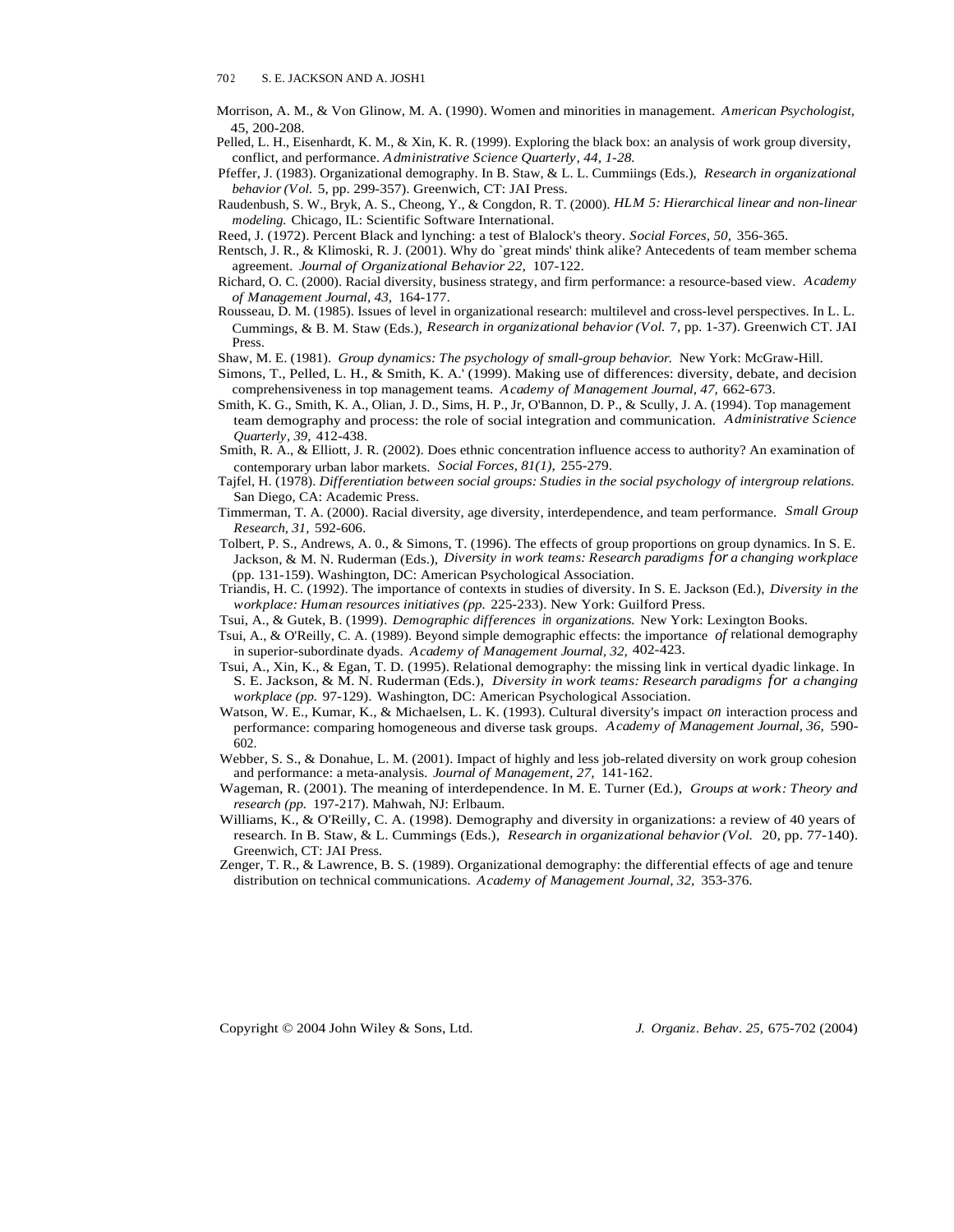Morrison, A. M., & Von Glinow, M. A. (1990). Women and minorities in management. *American Psychologist, 45*, 200-208.

Pelled, L. H., Eisenhardt, K. M., & Xin, K. R. (1999). Exploring the black box: an analysis of work group diversity, conflict, and performance. *Administrative Science Quarterly, 44, 1-28.*

Pfeffer, J. (1983). Organizational demography. In B. Staw, & L. L. Cummiings (Eds.), *Research in organizational behavior (Vol.* 5, pp. 299-357). Greenwich, CT: JAI Press.

Raudenbush, S. W., Bryk, A. S., Cheong, Y., & Congdon, R. T. (2000). *HLM 5: Hierarchical linear and non-linear modeling.* Chicago, IL: Scientific Software International.

Reed, J. (1972). Percent Black and lynching: a test of Blalock's theory. *Social Forces, 50,* 356-365.

Rentsch, J. R., & Klimoski, R. J. (2001). Why do `great minds' think alike? Antecedents of team member schema agreement. *Journal of Organizational Behavior 22,* 107-122.

Richard, O. C. (2000). Racial diversity, business strategy, and firm performance: a resource-based view. *Academy of Management Journal, 43,* 164-177.

Rousseau, D. M. (1985). Issues of level in organizational research: multilevel and cross-level perspectives. In L. L. Cummings, & B. M. Staw (Eds.), *Research in organizational behavior (Vol.* 7, pp. 1-37). Greenwich CT. JAI Press.

Shaw, M. E. (1981). *Group dynamics: The psychology of small-group behavior.* New York: McGraw-Hill.

Simons, T., Pelled, L. H., & Smith, K. A.' (1999). Making use of differences: diversity, debate, and decision comprehensiveness in top management teams. *Academy of Management Journal, 47,* 662-673.

Smith, K. G., Smith, K. A., Olian, J. D., Sims, H. P., Jr, O'Bannon, D. P., & Scully, J. A. (1994). Top management team demography and process: the role of social integration and communication. *Administrative Science Quarterly, 39,* 412-438.

Smith, R. A., & Elliott, J. R. (2002). Does ethnic concentration influence access to authority? An examination of contemporary urban labor markets. *Social Forces, 81(1),* 255-279.

Tajfel, H. (1978). *Differentiation between social groups: Studies in the social psychology of intergroup relations.* San Diego, CA: Academic Press.

Timmerman, T. A. (2000). Racial diversity, age diversity, interdependence, and team performance. *Small Group Research, 31,* 592-606.

Tolbert, P. S., Andrews, A. 0., & Simons, T. (1996). The effects of group proportions on group dynamics. In S. E. Jackson, & M. N. Ruderman (Eds.), *Diversity in work teams: Research paradigms for a changing workplace* (pp. 131-159). Washington, DC: American Psychological Association.

Triandis, H. C. (1992). The importance of contexts in studies of diversity. In S. E. Jackson (Ed.), *Diversity in the workplace: Human resources initiatives (pp.* 225-233). New York: Guilford Press.

Tsui, A., & Gutek, B. (1999). *Demographic differences in organizations.* New York: Lexington Books.

Tsui, A., & O'Reilly, C. A. (1989). Beyond simple demographic effects: the importance *of* relational demography in superior-subordinate dyads. *Academy of Management Journal, 32,* 402-423.

Tsui, A., Xin, K., & Egan, T. D. (1995). Relational demography: the missing link in vertical dyadic linkage. In S. E. Jackson, & M. N. Ruderman (Eds.), *Diversity in work teams: Research paradigms for a changing workplace (pp.* 97-129). Washington, DC: American Psychological Association.

Watson, W. E., Kumar, K., & Michaelsen, L. K. (1993). Cultural diversity's impact *on* interaction process and performance: comparing homogeneous and diverse task groups. *Academy of Management Journal, 36,* 590-602.

Webber, S. S., & Donahue, L. M. (2001). Impact of highly and less job-related diversity on work group cohesion and performance: a meta-analysis. *Journal of Management, 27,* 141-162.

Wageman, R. (2001). The meaning of interdependence. In M. E. Turner (Ed.), *Groups at work: Theory and research (pp.* 197-217). Mahwah, NJ: Erlbaum.

Williams, K., & O'Reilly, C. A. (1998). Demography and diversity in organizations: a review of 40 years of research. In B. Staw, & L. Cummings (Eds.), *Research in organizational behavior (Vol.* 20, pp. 77-140). Greenwich, CT: JAI Press.

Zenger, T. R., & Lawrence, B. S. (1989). Organizational demography: the differential effects of age and tenure distribution on technical communications. *Academy of Management Journal, 32,* 353-376.

Copyright © 2004 John Wiley & Sons, Ltd.